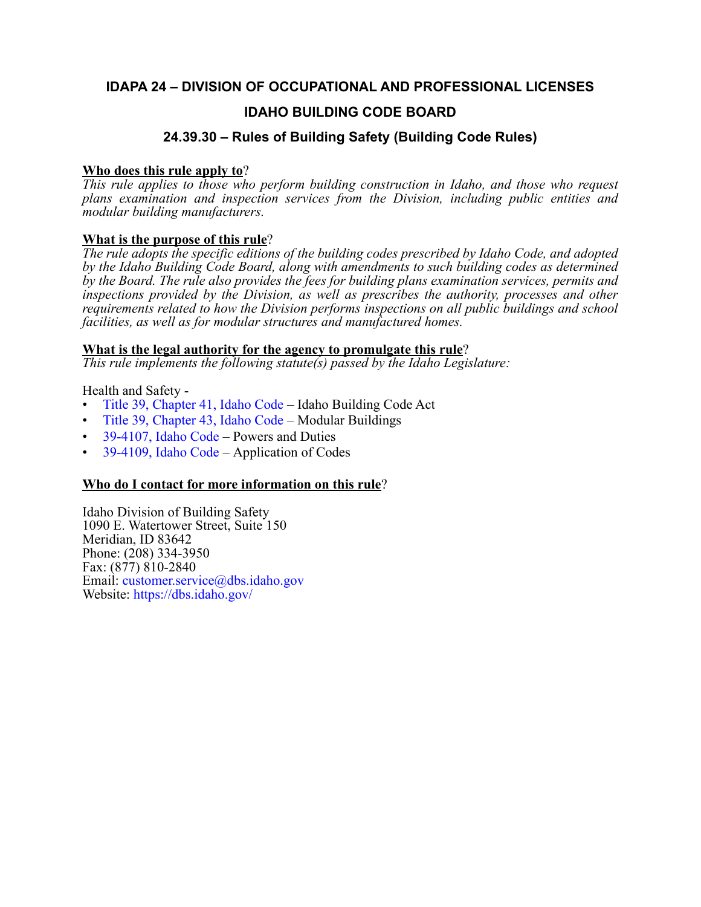# IDAPA 24 – DIVISION OF OCCUPATIONAL AND PROFESSIONAL LICENSES

## IDAHO BUILDING CODE BOARD

### 24.39.30 – Rules of Building Safety (Building Code Rules)

**Who does this rule apply to?**

*This rule applies to those who perform building construction in Idaho, and those who request plans examination and inspection services from the Division, including public entities and modular building manufacturers.*

**What is the purpose of this rule?**

*The rule adopts the specific editions of the building codes prescribed by Idaho Code, and adopted by the Idaho Building Code Board, along with amendments to such building codes as determined by the Board. The rule also provides the fees for building plans examination services, permits and inspections provided by the Division, as well as prescribes the authority, processes and other requirements related to how the Division performs inspections on all public buildings and school facilities, as well as for modular structures and manufactured homes.*

**What is the legal authority for the agency to promulgate this rule?**

*This rule implements the following statute(s) passed by the Idaho Legislature:*

Health and Safety -

- Title 39, Chapter 41, Idaho Code – Idaho Building Code Act
- Title 39, Chapter 43, Idaho Code – Modular Buildings
- 39-4107, Idaho Code – Powers and Duties
- 39-4109, Idaho Code – Application of Codes

**Who do I contact for more information on this rule?**

Idaho Division of Building Safety
1090 E. Watertower Street, Suite 150
Meridian, ID 83642
Phone: (208) 334-3950
Fax: (877) 810-2840
Email: customer.service@dbs.idaho.gov
Website: https://dbs.idaho.gov/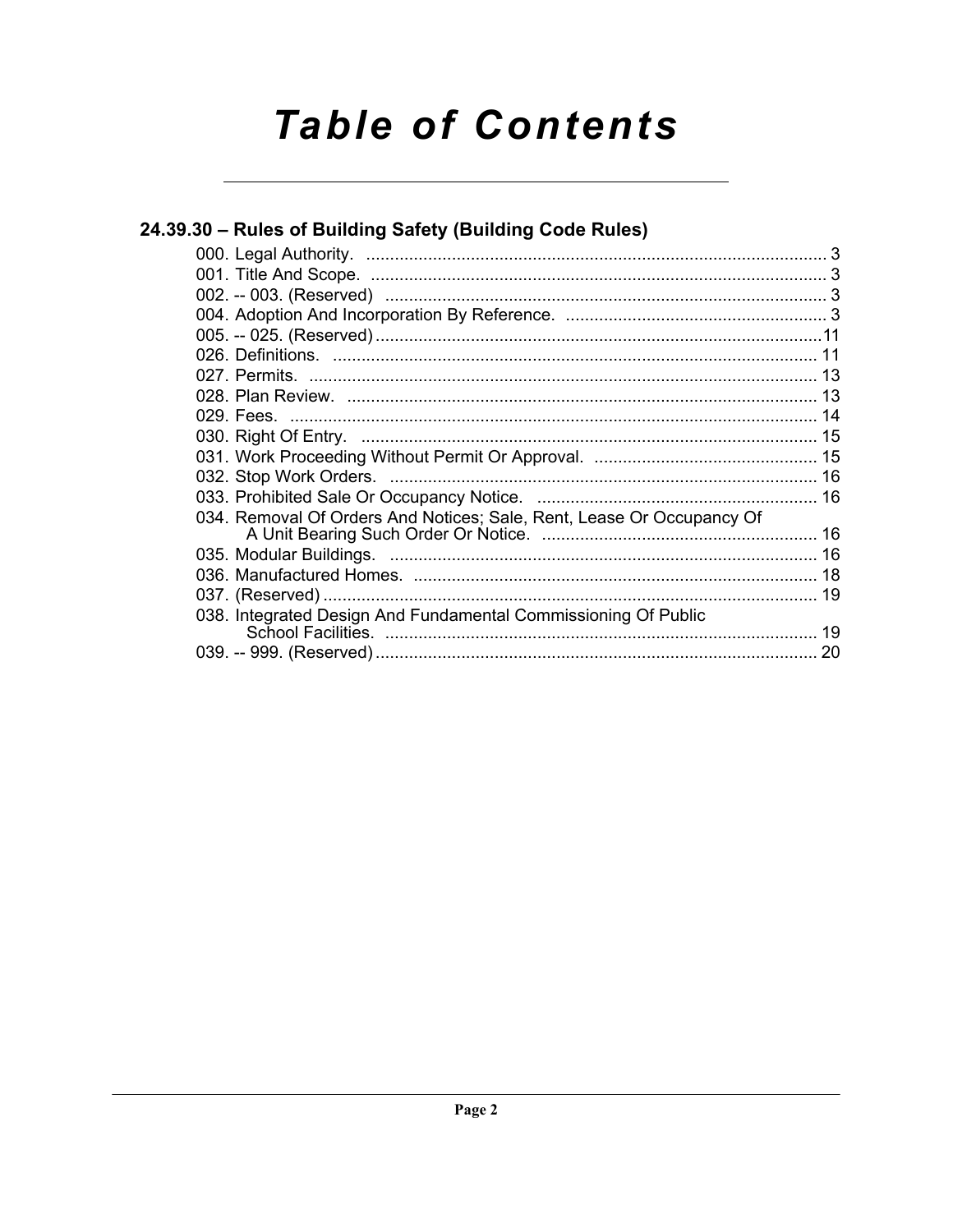# Table of Contents

## 24.39.30 – Rules of Building Safety (Building Code Rules)

000. Legal Authority. ................................................................................................ 3
001. Title And Scope. ................................................................................................ 3
002. -- 003. (Reserved) ............................................................................................ 3
004. Adoption And Incorporation By Reference. ....................................................... 3
005. -- 025. (Reserved) ............................................................................................ 11
026. Definitions. ..................................................................................................... 11
027. Permits. .......................................................................................................... 13
028. Plan Review. ................................................................................................... 13
029. Fees. .............................................................................................................. 14
030. Right Of Entry. ................................................................................................ 15
031. Work Proceeding Without Permit Or Approval. ............................................... 15
032. Stop Work Orders. .......................................................................................... 16
033. Prohibited Sale Or Occupancy Notice. ........................................................... 16
034. Removal Of Orders And Notices; Sale, Rent, Lease Or Occupancy Of A Unit Bearing Such Order Or Notice. .......................................................... 16
035. Modular Buildings. .......................................................................................... 16
036. Manufactured Homes. ..................................................................................... 18
037. (Reserved) ...................................................................................................... 19
038. Integrated Design And Fundamental Commissioning Of Public School Facilities. ........................................................................................... 19
039. -- 999. (Reserved) ............................................................................................ 20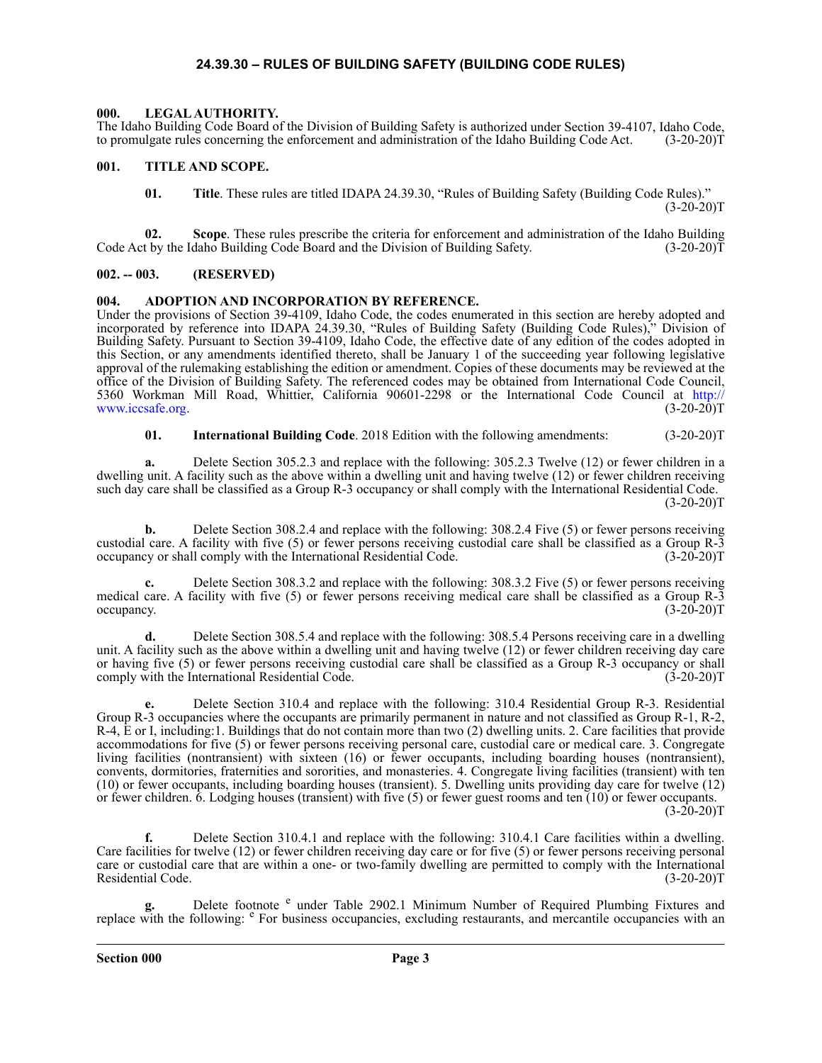# 24.39.30 – RULES OF BUILDING SAFETY (BUILDING CODE RULES)

## 000. LEGAL AUTHORITY.

The Idaho Building Code Board of the Division of Building Safety is authorized under Section 39-4107, Idaho Code, to promulgate rules concerning the enforcement and administration of the Idaho Building Code Act. (3-20-20)T

## 001. TITLE AND SCOPE.

**01. Title**. These rules are titled IDAPA 24.39.30, "Rules of Building Safety (Building Code Rules)." (3-20-20)T

**02. Scope**. These rules prescribe the criteria for enforcement and administration of the Idaho Building Code Act by the Idaho Building Code Board and the Division of Building Safety. (3-20-20)T

## 002. -- 003. (RESERVED)

## 004. ADOPTION AND INCORPORATION BY REFERENCE.

Under the provisions of Section 39-4109, Idaho Code, the codes enumerated in this section are hereby adopted and incorporated by reference into IDAPA 24.39.30, "Rules of Building Safety (Building Code Rules)," Division of Building Safety. Pursuant to Section 39-4109, Idaho Code, the effective date of any edition of the codes adopted in this Section, or any amendments identified thereto, shall be January 1 of the succeeding year following legislative approval of the rulemaking establishing the edition or amendment. Copies of these documents may be reviewed at the office of the Division of Building Safety. The referenced codes may be obtained from International Code Council, 5360 Workman Mill Road, Whittier, California 90601-2298 or the International Code Council at http://www.iccsafe.org. (3-20-20)T

**01. International Building Code**. 2018 Edition with the following amendments: (3-20-20)T

**a.** Delete Section 305.2.3 and replace with the following: 305.2.3 Twelve (12) or fewer children in a dwelling unit. A facility such as the above within a dwelling unit and having twelve (12) or fewer children receiving such day care shall be classified as a Group R-3 occupancy or shall comply with the International Residential Code. (3-20-20)T

**b.** Delete Section 308.2.4 and replace with the following: 308.2.4 Five (5) or fewer persons receiving custodial care. A facility with five (5) or fewer persons receiving custodial care shall be classified as a Group R-3 occupancy or shall comply with the International Residential Code. (3-20-20)T

**c.** Delete Section 308.3.2 and replace with the following: 308.3.2 Five (5) or fewer persons receiving medical care. A facility with five (5) or fewer persons receiving medical care shall be classified as a Group R-3 occupancy. (3-20-20)T

**d.** Delete Section 308.5.4 and replace with the following: 308.5.4 Persons receiving care in a dwelling unit. A facility such as the above within a dwelling unit and having twelve (12) or fewer children receiving day care or having five (5) or fewer persons receiving custodial care shall be classified as a Group R-3 occupancy or shall comply with the International Residential Code. (3-20-20)T

**e.** Delete Section 310.4 and replace with the following: 310.4 Residential Group R-3. Residential Group R-3 occupancies where the occupants are primarily permanent in nature and not classified as Group R-1, R-2, R-4, E or I, including:1. Buildings that do not contain more than two (2) dwelling units. 2. Care facilities that provide accommodations for five (5) or fewer persons receiving personal care, custodial care or medical care. 3. Congregate living facilities (nontransient) with sixteen (16) or fewer occupants, including boarding houses (nontransient), convents, dormitories, fraternities and sororities, and monasteries. 4. Congregate living facilities (transient) with ten (10) or fewer occupants, including boarding houses (transient). 5. Dwelling units providing day care for twelve (12) or fewer children. 6. Lodging houses (transient) with five (5) or fewer guest rooms and ten (10) or fewer occupants. (3-20-20)T

**f.** Delete Section 310.4.1 and replace with the following: 310.4.1 Care facilities within a dwelling. Care facilities for twelve (12) or fewer children receiving day care or for five (5) or fewer persons receiving personal care or custodial care that are within a one- or two-family dwelling are permitted to comply with the International Residential Code. (3-20-20)T

**g.** Delete footnote [e] under Table 2902.1 Minimum Number of Required Plumbing Fixtures and replace with the following: [e] For business occupancies, excluding restaurants, and mercantile occupancies with an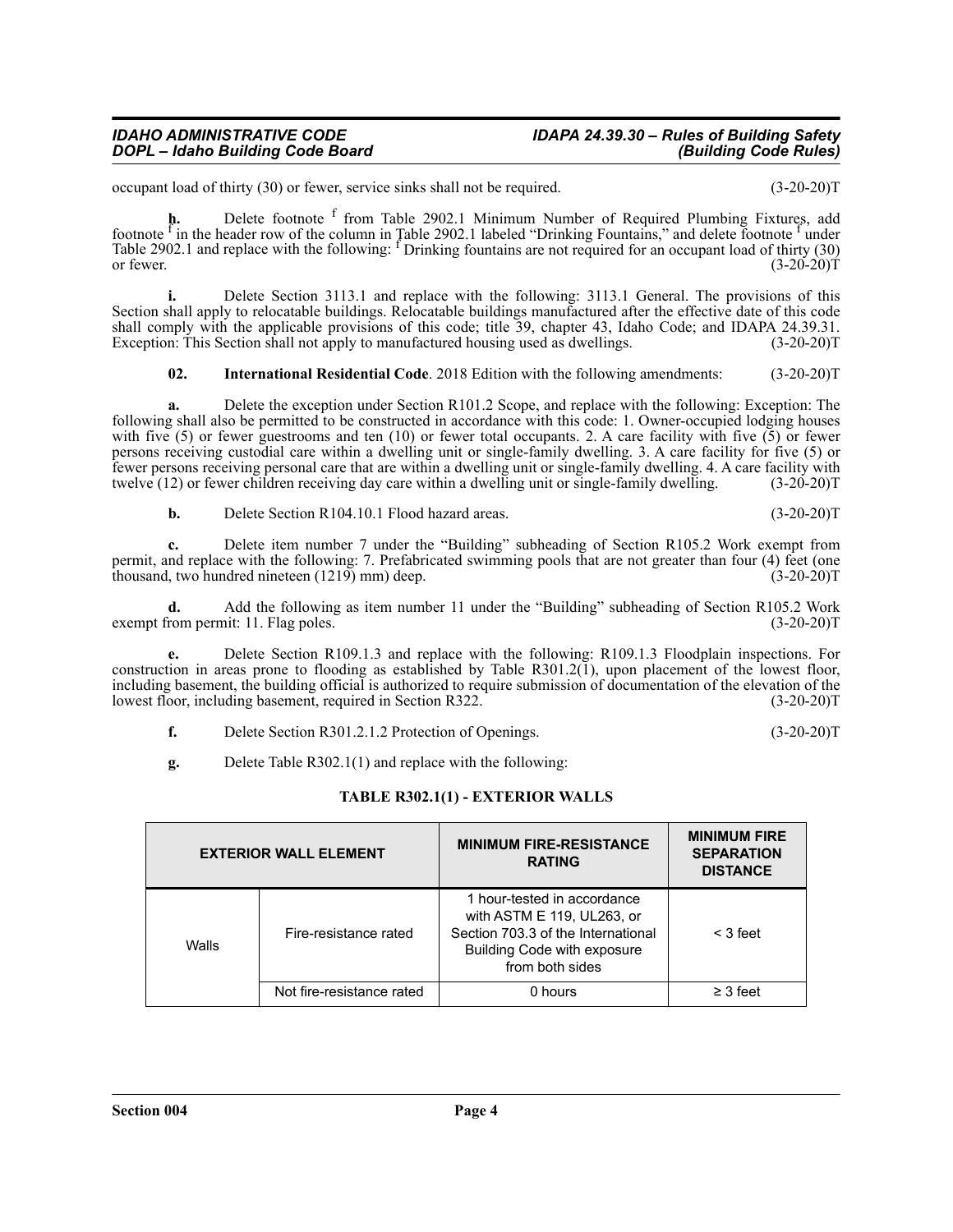occupant load of thirty (30) or fewer, service sinks shall not be required. (3-20-20)T

**h.** Delete footnote [f] from Table 2902.1 Minimum Number of Required Plumbing Fixtures, add footnote [f] in the header row of the column in Table 2902.1 labeled "Drinking Fountains," and delete footnote [f] under Table 2902.1 and replace with the following: [f] Drinking fountains are not required for an occupant load of thirty (30) or fewer. (3-20-20)T

**i.** Delete Section 3113.1 and replace with the following: 3113.1 General. The provisions of this Section shall apply to relocatable buildings. Relocatable buildings manufactured after the effective date of this code shall comply with the applicable provisions of this code; title 39, chapter 43, Idaho Code; and IDAPA 24.39.31. Exception: This Section shall not apply to manufactured housing used as dwellings. (3-20-20)T

**02. International Residential Code**. 2018 Edition with the following amendments: (3-20-20)T

**a.** Delete the exception under Section R101.2 Scope, and replace with the following: Exception: The following shall also be permitted to be constructed in accordance with this code: 1. Owner-occupied lodging houses with five (5) or fewer guestrooms and ten (10) or fewer total occupants. 2. A care facility with five (5) or fewer persons receiving custodial care within a dwelling unit or single-family dwelling. 3. A care facility for five (5) or fewer persons receiving personal care that are within a dwelling unit or single-family dwelling. 4. A care facility with twelve (12) or fewer children receiving day care within a dwelling unit or single-family dwelling. (3-20-20)T

**b.** Delete Section R104.10.1 Flood hazard areas. (3-20-20)T

**c.** Delete item number 7 under the "Building" subheading of Section R105.2 Work exempt from permit, and replace with the following: 7. Prefabricated swimming pools that are not greater than four (4) feet (one thousand, two hundred nineteen (1219) mm) deep. (3-20-20)T

**d.** Add the following as item number 11 under the "Building" subheading of Section R105.2 Work exempt from permit: 11. Flag poles. (3-20-20)T

**e.** Delete Section R109.1.3 and replace with the following: R109.1.3 Floodplain inspections. For construction in areas prone to flooding as established by Table R301.2(1), upon placement of the lowest floor, including basement, the building official is authorized to require submission of documentation of the elevation of the lowest floor, including basement, required in Section R322. (3-20-20)T

**f.** Delete Section R301.2.1.2 Protection of Openings. (3-20-20)T

**g.** Delete Table R302.1(1) and replace with the following:

**TABLE R302.1(1) - EXTERIOR WALLS**

| EXTERIOR WALL ELEMENT | | MINIMUM FIRE-RESISTANCE RATING | MINIMUM FIRE SEPARATION DISTANCE |
|---|---|---|---|
| Walls | Fire-resistance rated | 1 hour-tested in accordance with ASTM E 119, UL263, or Section 703.3 of the International Building Code with exposure from both sides | < 3 feet |
| | Not fire-resistance rated | 0 hours | ≥ 3 feet |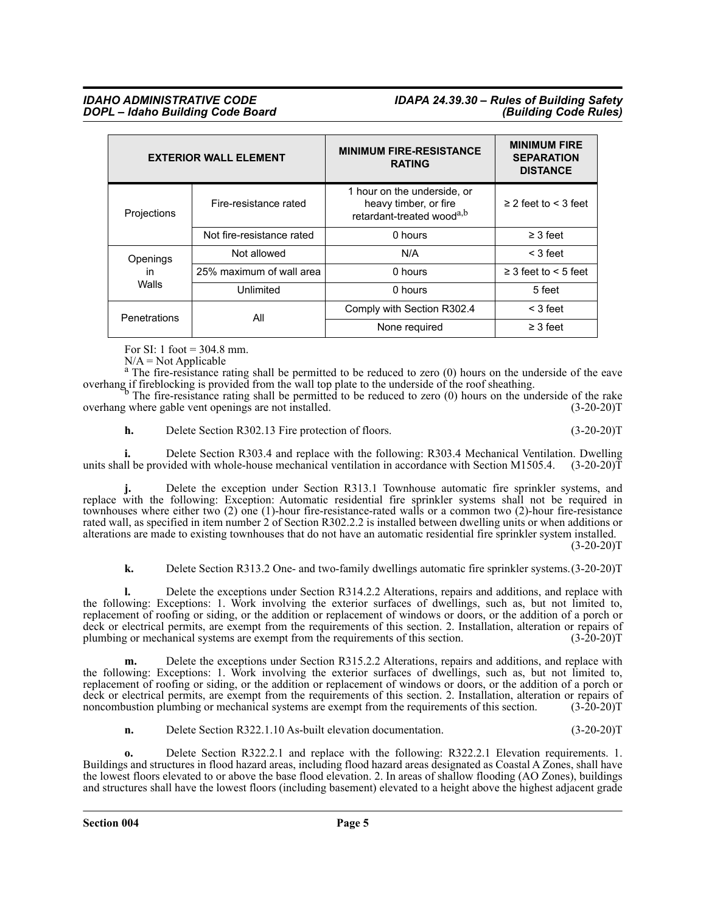| EXTERIOR WALL ELEMENT | | MINIMUM FIRE-RESISTANCE RATING | MINIMUM FIRE SEPARATION DISTANCE |
|---|---|---|---|
| Projections | Fire-resistance rated | 1 hour on the underside, or heavy timber, or fire retardant-treated wood[a,b] | ≥ 2 feet to < 3 feet |
| | Not fire-resistance rated | 0 hours | ≥ 3 feet |
| Openings in Walls | Not allowed | N/A | < 3 feet |
| | 25% maximum of wall area | 0 hours | ≥ 3 feet to < 5 feet |
| | Unlimited | 0 hours | 5 feet |
| Penetrations | All | Comply with Section R302.4 | < 3 feet |
| | | None required | ≥ 3 feet |

For SI: 1 foot = 304.8 mm.

N/A = Not Applicable

[a] The fire-resistance rating shall be permitted to be reduced to zero (0) hours on the underside of the eave overhang if fireblocking is provided from the wall top plate to the underside of the roof sheathing.

[b] The fire-resistance rating shall be permitted to be reduced to zero (0) hours on the underside of the rake overhang where gable vent openings are not installed. (3-20-20)T

**h.** Delete Section R302.13 Fire protection of floors. (3-20-20)T

**i.** Delete Section R303.4 and replace with the following: R303.4 Mechanical Ventilation. Dwelling units shall be provided with whole-house mechanical ventilation in accordance with Section M1505.4. (3-20-20)T

**j.** Delete the exception under Section R313.1 Townhouse automatic fire sprinkler systems, and replace with the following: Exception: Automatic residential fire sprinkler systems shall not be required in townhouses where either two (2) one (1)-hour fire-resistance-rated walls or a common two (2)-hour fire-resistance rated wall, as specified in item number 2 of Section R302.2.2 is installed between dwelling units or when additions or alterations are made to existing townhouses that do not have an automatic residential fire sprinkler system installed. (3-20-20)T

**k.** Delete Section R313.2 One- and two-family dwellings automatic fire sprinkler systems. (3-20-20)T

**l.** Delete the exceptions under Section R314.2.2 Alterations, repairs and additions, and replace with the following: Exceptions: 1. Work involving the exterior surfaces of dwellings, such as, but not limited to, replacement of roofing or siding, or the addition or replacement of windows or doors, or the addition of a porch or deck or electrical permits, are exempt from the requirements of this section. 2. Installation, alteration or repairs of plumbing or mechanical systems are exempt from the requirements of this section. (3-20-20)T

**m.** Delete the exceptions under Section R315.2.2 Alterations, repairs and additions, and replace with the following: Exceptions: 1. Work involving the exterior surfaces of dwellings, such as, but not limited to, replacement of roofing or siding, or the addition or replacement of windows or doors, or the addition of a porch or deck or electrical permits, are exempt from the requirements of this section. 2. Installation, alteration or repairs of noncombustion plumbing or mechanical systems are exempt from the requirements of this section. (3-20-20)T

**n.** Delete Section R322.1.10 As-built elevation documentation. (3-20-20)T

**o.** Delete Section R322.2.1 and replace with the following: R322.2.1 Elevation requirements. 1. Buildings and structures in flood hazard areas, including flood hazard areas designated as Coastal A Zones, shall have the lowest floors elevated to or above the base flood elevation. 2. In areas of shallow flooding (AO Zones), buildings and structures shall have the lowest floors (including basement) elevated to a height above the highest adjacent grade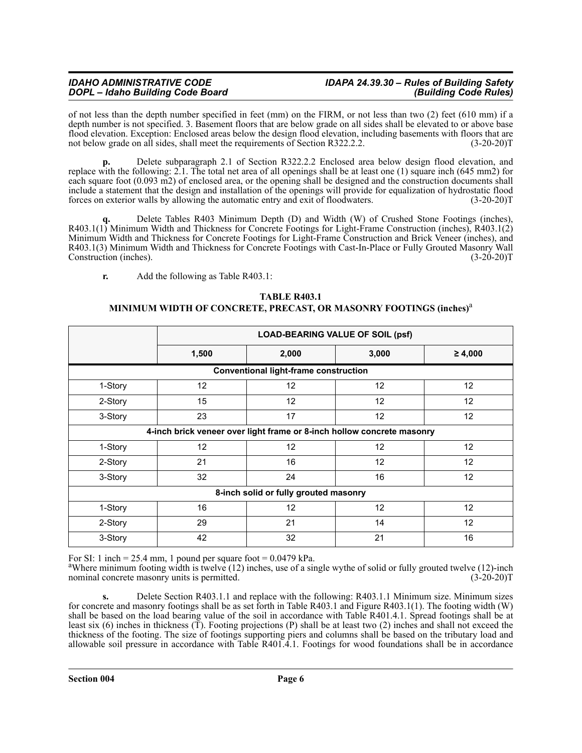of not less than the depth number specified in feet (mm) on the FIRM, or not less than two (2) feet (610 mm) if a depth number is not specified. 3. Basement floors that are below grade on all sides shall be elevated to or above base flood elevation. Exception: Enclosed areas below the design flood elevation, including basements with floors that are not below grade on all sides, shall meet the requirements of Section R322.2.2. (3-20-20)T

**p.** Delete subparagraph 2.1 of Section R322.2.2 Enclosed area below design flood elevation, and replace with the following: 2.1. The total net area of all openings shall be at least one (1) square inch (645 mm2) for each square foot (0.093 m2) of enclosed area, or the opening shall be designed and the construction documents shall include a statement that the design and installation of the openings will provide for equalization of hydrostatic flood forces on exterior walls by allowing the automatic entry and exit of floodwaters. (3-20-20)T

**q.** Delete Tables R403 Minimum Depth (D) and Width (W) of Crushed Stone Footings (inches), R403.1(1) Minimum Width and Thickness for Concrete Footings for Light-Frame Construction (inches), R403.1(2) Minimum Width and Thickness for Concrete Footings for Light-Frame Construction and Brick Veneer (inches), and R403.1(3) Minimum Width and Thickness for Concrete Footings with Cast-In-Place or Fully Grouted Masonry Wall Construction (inches). (3-20-20)T

**r.** Add the following as Table R403.1:

**TABLE R403.1**
**MINIMUM WIDTH OF CONCRETE, PRECAST, OR MASONRY FOOTINGS (inches)[a]**

| | LOAD-BEARING VALUE OF SOIL (psf) | | | |
|---|---|---|---|---|
| | 1,500 | 2,000 | 3,000 | ≥ 4,000 |
| **Conventional light-frame construction** | | | | |
| 1-Story | 12 | 12 | 12 | 12 |
| 2-Story | 15 | 12 | 12 | 12 |
| 3-Story | 23 | 17 | 12 | 12 |
| **4-inch brick veneer over light frame or 8-inch hollow concrete masonry** | | | | |
| 1-Story | 12 | 12 | 12 | 12 |
| 2-Story | 21 | 16 | 12 | 12 |
| 3-Story | 32 | 24 | 16 | 12 |
| **8-inch solid or fully grouted masonry** | | | | |
| 1-Story | 16 | 12 | 12 | 12 |
| 2-Story | 29 | 21 | 14 | 12 |
| 3-Story | 42 | 32 | 21 | 16 |

For SI: 1 inch = 25.4 mm, 1 pound per square foot = 0.0479 kPa.
[a]Where minimum footing width is twelve (12) inches, use of a single wythe of solid or fully grouted twelve (12)-inch nominal concrete masonry units is permitted. (3-20-20)T

**s.** Delete Section R403.1.1 and replace with the following: R403.1.1 Minimum size. Minimum sizes for concrete and masonry footings shall be as set forth in Table R403.1 and Figure R403.1(1). The footing width (W) shall be based on the load bearing value of the soil in accordance with Table R401.4.1. Spread footings shall be at least six (6) inches in thickness (T). Footing projections (P) shall be at least two (2) inches and shall not exceed the thickness of the footing. The size of footings supporting piers and columns shall be based on the tributary load and allowable soil pressure in accordance with Table R401.4.1. Footings for wood foundations shall be in accordance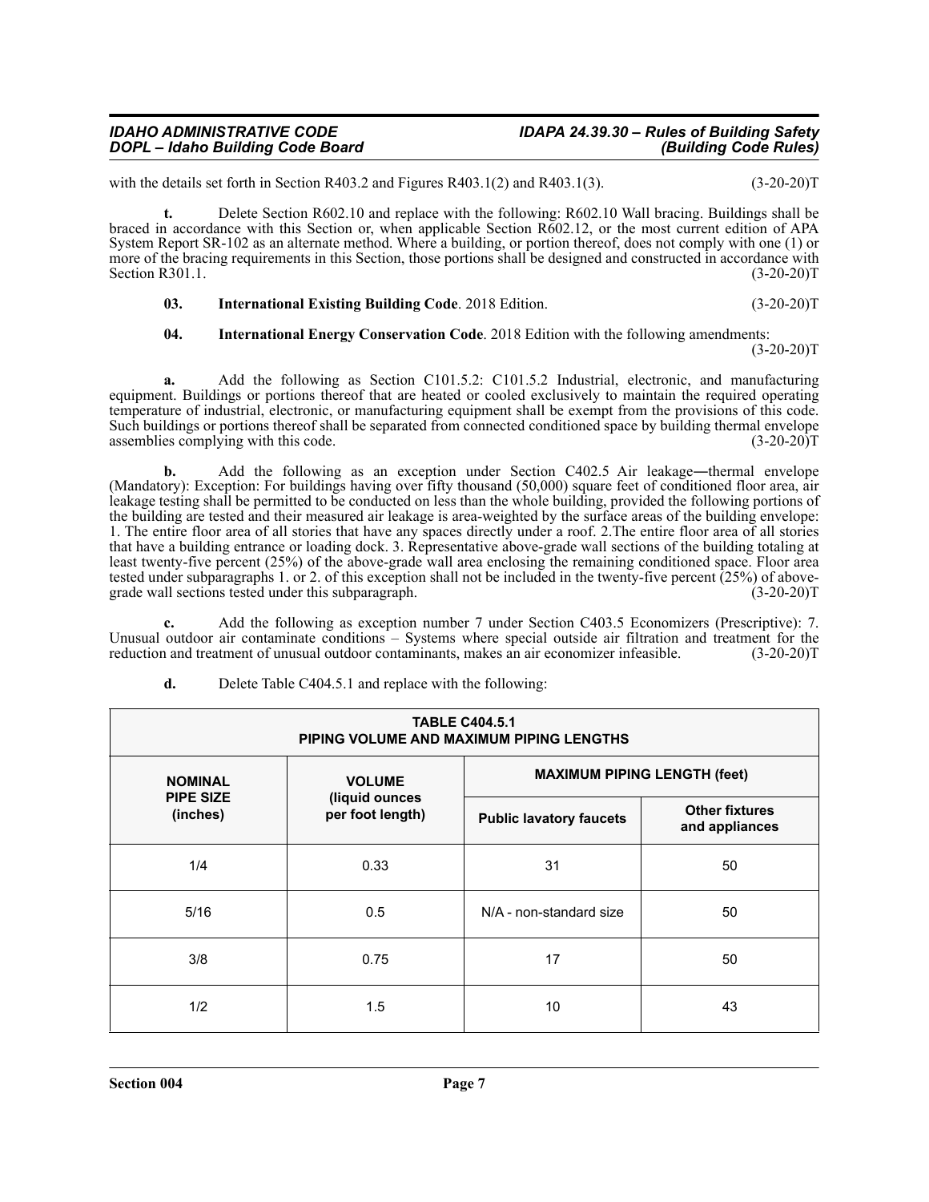with the details set forth in Section R403.2 and Figures R403.1(2) and R403.1(3). (3-20-20)T

**t.** Delete Section R602.10 and replace with the following: R602.10 Wall bracing. Buildings shall be braced in accordance with this Section or, when applicable Section R602.12, or the most current edition of APA System Report SR-102 as an alternate method. Where a building, or portion thereof, does not comply with one (1) or more of the bracing requirements in this Section, those portions shall be designed and constructed in accordance with Section R301.1. (3-20-20)T

**03. International Existing Building Code**. 2018 Edition. (3-20-20)T

**04. International Energy Conservation Code**. 2018 Edition with the following amendments: (3-20-20)T

**a.** Add the following as Section C101.5.2: C101.5.2 Industrial, electronic, and manufacturing equipment. Buildings or portions thereof that are heated or cooled exclusively to maintain the required operating temperature of industrial, electronic, or manufacturing equipment shall be exempt from the provisions of this code. Such buildings or portions thereof shall be separated from connected conditioned space by building thermal envelope assemblies complying with this code. (3-20-20)T

**b.** Add the following as an exception under Section C402.5 Air leakage—thermal envelope (Mandatory): Exception: For buildings having over fifty thousand (50,000) square feet of conditioned floor area, air leakage testing shall be permitted to be conducted on less than the whole building, provided the following portions of the building are tested and their measured air leakage is area-weighted by the surface areas of the building envelope: 1. The entire floor area of all stories that have any spaces directly under a roof. 2.The entire floor area of all stories that have a building entrance or loading dock. 3. Representative above-grade wall sections of the building totaling at least twenty-five percent (25%) of the above-grade wall area enclosing the remaining conditioned space. Floor area tested under subparagraphs 1. or 2. of this exception shall not be included in the twenty-five percent (25%) of above-grade wall sections tested under this subparagraph. (3-20-20)T

**c.** Add the following as exception number 7 under Section C403.5 Economizers (Prescriptive): 7. Unusual outdoor air contaminate conditions – Systems where special outside air filtration and treatment for the reduction and treatment of unusual outdoor contaminants, makes an air economizer infeasible. (3-20-20)T

**d.** Delete Table C404.5.1 and replace with the following:

| TABLE C404.5.1<br>PIPING VOLUME AND MAXIMUM PIPING LENGTHS | | | |
|---|---|---|---|
| **NOMINAL PIPE SIZE (inches)** | **VOLUME (liquid ounces per foot length)** | **MAXIMUM PIPING LENGTH (feet)** | |
| | | **Public lavatory faucets** | **Other fixtures and appliances** |
| 1/4 | 0.33 | 31 | 50 |
| 5/16 | 0.5 | N/A - non-standard size | 50 |
| 3/8 | 0.75 | 17 | 50 |
| 1/2 | 1.5 | 10 | 43 |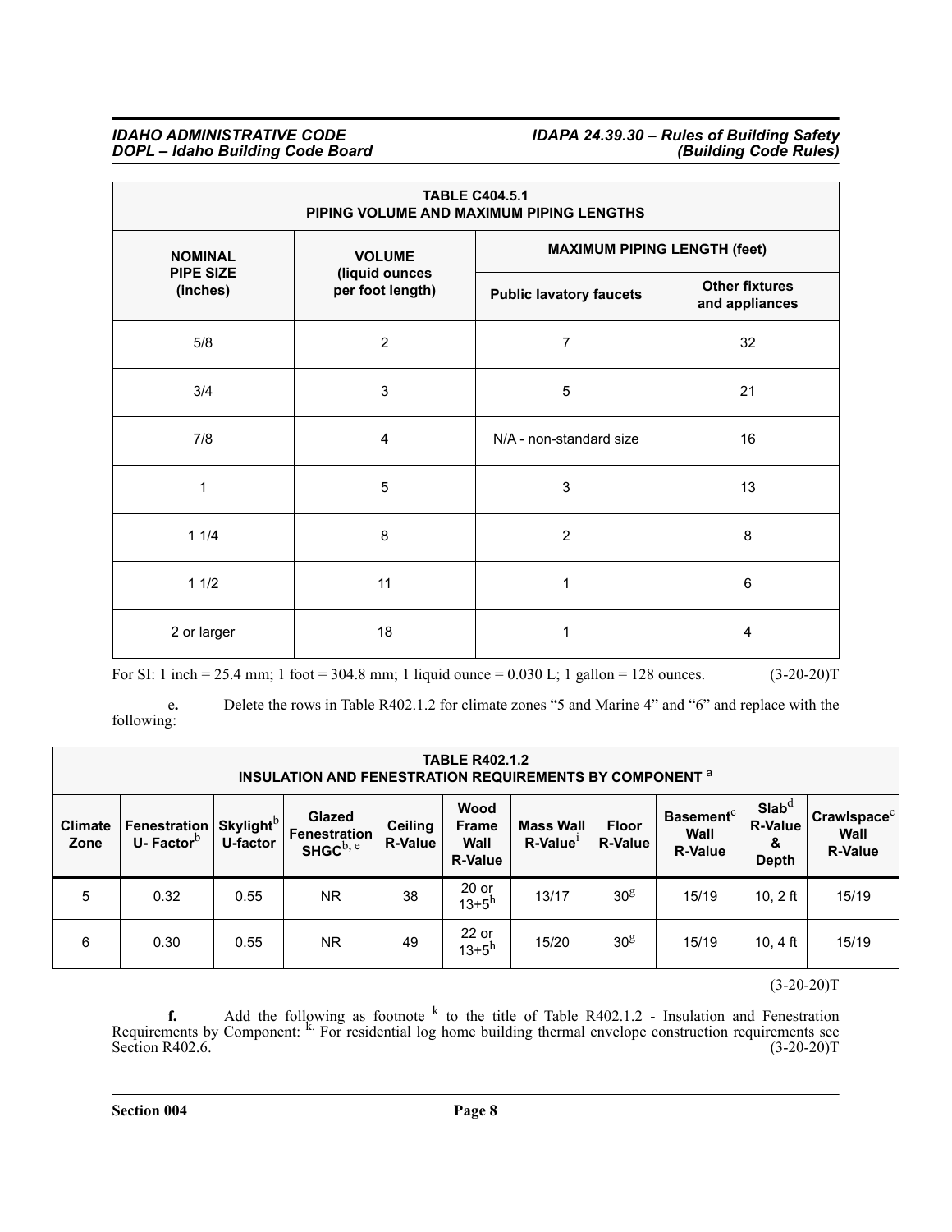| TABLE C404.5.1 PIPING VOLUME AND MAXIMUM PIPING LENGTHS | | | |
|---|---|---|---|
| NOMINAL PIPE SIZE (inches) | VOLUME (liquid ounces per foot length) | MAXIMUM PIPING LENGTH (feet) | |
| | | Public lavatory faucets | Other fixtures and appliances |
| 5/8 | 2 | 7 | 32 |
| 3/4 | 3 | 5 | 21 |
| 7/8 | 4 | N/A - non-standard size | 16 |
| 1 | 5 | 3 | 13 |
| 1 1/4 | 8 | 2 | 8 |
| 1 1/2 | 11 | 1 | 6 |
| 2 or larger | 18 | 1 | 4 |

For SI: 1 inch = 25.4 mm; 1 foot = 304.8 mm; 1 liquid ounce = 0.030 L; 1 gallon = 128 ounces. (3-20-20)T

**e.** Delete the rows in Table R402.1.2 for climate zones "5 and Marine 4" and "6" and replace with the following:

| TABLE R402.1.2 INSULATION AND FENESTRATION REQUIREMENTS BY COMPONENT [a] | | | | | | | | | | |
|---|---|---|---|---|---|---|---|---|---|---|
| Climate Zone | Fenestration U- Factor[b] | Skylight[b] U-factor | Glazed Fenestration SHGC[b, e] | Ceiling R-Value | Wood Frame Wall R-Value | Mass Wall R-Value[i] | Floor R-Value | Basement[c] Wall R-Value | Slab[d] R-Value & Depth | Crawlspace[c] Wall R-Value |
| 5 | 0.32 | 0.55 | NR | 38 | 20 or 13+5[h] | 13/17 | 30[g] | 15/19 | 10, 2 ft | 15/19 |
| 6 | 0.30 | 0.55 | NR | 49 | 22 or 13+5[h] | 15/20 | 30[g] | 15/19 | 10, 4 ft | 15/19 |

(3-20-20)T

**f.** Add the following as footnote [k] to the title of Table R402.1.2 - Insulation and Fenestration Requirements by Component: [k.] For residential log home building thermal envelope construction requirements see Section R402.6. (3-20-20)T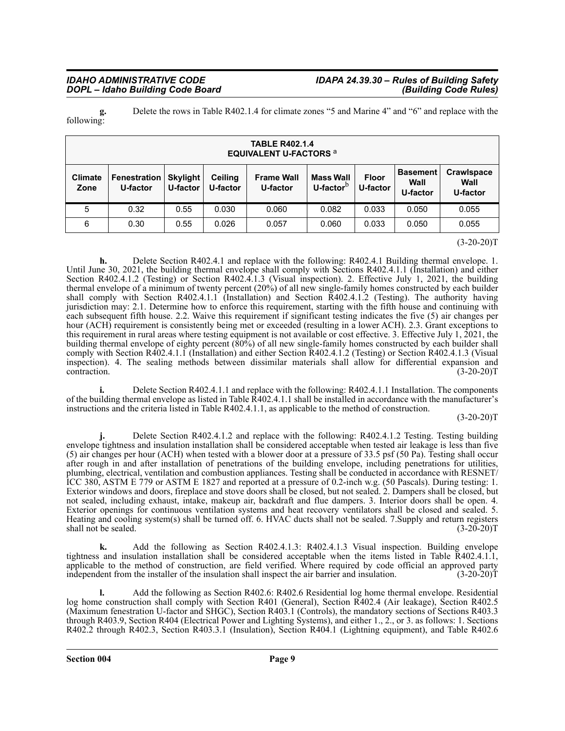**g.** Delete the rows in Table R402.1.4 for climate zones "5 and Marine 4" and "6" and replace with the following:

| TABLE R402.1.4 EQUIVALENT U-FACTORS [a] | | | | | | | | |
|---|---|---|---|---|---|---|---|---|
| **Climate Zone** | **Fenestration U-factor** | **Skylight U-factor** | **Ceiling U-factor** | **Frame Wall U-factor** | **Mass Wall U-factor[b]** | **Floor U-factor** | **Basement Wall U-factor** | **Crawlspace Wall U-factor** |
| 5 | 0.32 | 0.55 | 0.030 | 0.060 | 0.082 | 0.033 | 0.050 | 0.055 |
| 6 | 0.30 | 0.55 | 0.026 | 0.057 | 0.060 | 0.033 | 0.050 | 0.055 |

(3-20-20)T

**h.** Delete Section R402.4.1 and replace with the following: R402.4.1 Building thermal envelope. 1. Until June 30, 2021, the building thermal envelope shall comply with Sections R402.4.1.1 (Installation) and either Section R402.4.1.2 (Testing) or Section R402.4.1.3 (Visual inspection). 2. Effective July 1, 2021, the building thermal envelope of a minimum of twenty percent (20%) of all new single-family homes constructed by each builder shall comply with Section R402.4.1.1 (Installation) and Section R402.4.1.2 (Testing). The authority having jurisdiction may: 2.1. Determine how to enforce this requirement, starting with the fifth house and continuing with each subsequent fifth house. 2.2. Waive this requirement if significant testing indicates the five (5) air changes per hour (ACH) requirement is consistently being met or exceeded (resulting in a lower ACH). 2.3. Grant exceptions to this requirement in rural areas where testing equipment is not available or cost effective. 3. Effective July 1, 2021, the building thermal envelope of eighty percent (80%) of all new single-family homes constructed by each builder shall comply with Section R402.4.1.1 (Installation) and either Section R402.4.1.2 (Testing) or Section R402.4.1.3 (Visual inspection). 4. The sealing methods between dissimilar materials shall allow for differential expansion and contraction. (3-20-20)T

**i.** Delete Section R402.4.1.1 and replace with the following: R402.4.1.1 Installation. The components of the building thermal envelope as listed in Table R402.4.1.1 shall be installed in accordance with the manufacturer's instructions and the criteria listed in Table R402.4.1.1, as applicable to the method of construction. (3-20-20)T

**j.** Delete Section R402.4.1.2 and replace with the following: R402.4.1.2 Testing. Testing building envelope tightness and insulation installation shall be considered acceptable when tested air leakage is less than five (5) air changes per hour (ACH) when tested with a blower door at a pressure of 33.5 psf (50 Pa). Testing shall occur after rough in and after installation of penetrations of the building envelope, including penetrations for utilities, plumbing, electrical, ventilation and combustion appliances. Testing shall be conducted in accordance with RESNET/ICC 380, ASTM E 779 or ASTM E 1827 and reported at a pressure of 0.2-inch w.g. (50 Pascals). During testing: 1. Exterior windows and doors, fireplace and stove doors shall be closed, but not sealed. 2. Dampers shall be closed, but not sealed, including exhaust, intake, makeup air, backdraft and flue dampers. 3. Interior doors shall be open. 4. Exterior openings for continuous ventilation systems and heat recovery ventilators shall be closed and sealed. 5. Heating and cooling system(s) shall be turned off. 6. HVAC ducts shall not be sealed. 7.Supply and return registers shall not be sealed. (3-20-20)T

**k.** Add the following as Section R402.4.1.3: R402.4.1.3 Visual inspection. Building envelope tightness and insulation installation shall be considered acceptable when the items listed in Table R402.4.1.1, applicable to the method of construction, are field verified. Where required by code official an approved party independent from the installer of the insulation shall inspect the air barrier and insulation. (3-20-20)T

**l.** Add the following as Section R402.6: R402.6 Residential log home thermal envelope. Residential log home construction shall comply with Section R401 (General), Section R402.4 (Air leakage), Section R402.5 (Maximum fenestration U-factor and SHGC), Section R403.1 (Controls), the mandatory sections of Sections R403.3 through R403.9, Section R404 (Electrical Power and Lighting Systems), and either 1., 2., or 3. as follows: 1. Sections R402.2 through R402.3, Section R403.3.1 (Insulation), Section R404.1 (Lightning equipment), and Table R402.6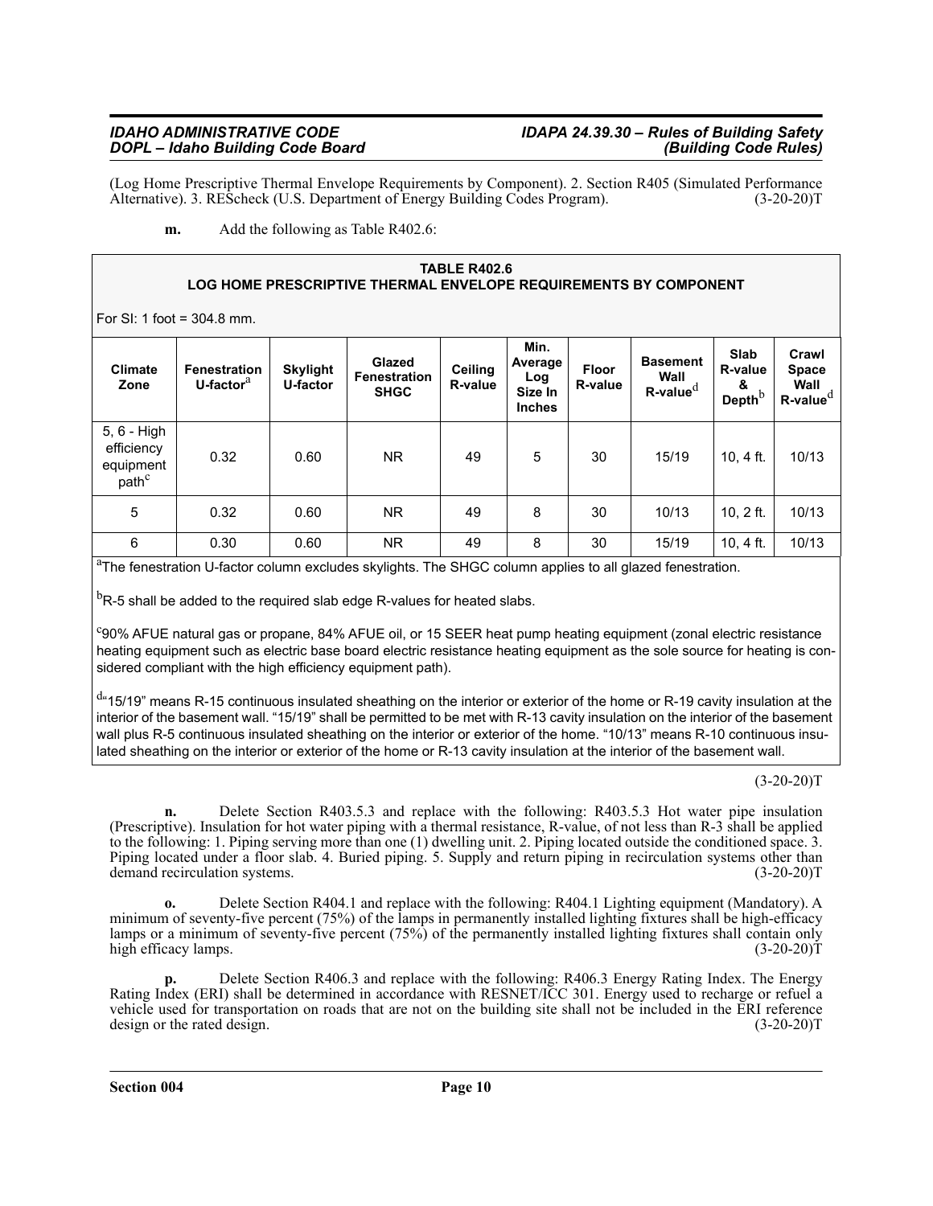(Log Home Prescriptive Thermal Envelope Requirements by Component). 2. Section R405 (Simulated Performance Alternative). 3. REScheck (U.S. Department of Building Codes Program). (3-20-20)T

**m.** Add the following as Table R402.6:

**TABLE R402.6**
**LOG HOME PRESCRIPTIVE THERMAL ENVELOPE REQUIREMENTS BY COMPONENT**

For SI: 1 foot = 304.8 mm.

| Climate Zone | Fenestration U-factor[a] | Skylight U-factor | Glazed Fenestration SHGC | Ceiling R-value | Min. Average Log Size In Inches | Floor R-value | Basement Wall R-value[d] | Slab R-value & Depth[b] | Crawl Space Wall R-value[d] |
|---|---|---|---|---|---|---|---|---|---|
| 5, 6 - High efficiency equipment path[c] | 0.32 | 0.60 | NR | 49 | 5 | 30 | 15/19 | 10, 4 ft. | 10/13 |
| 5 | 0.32 | 0.60 | NR | 49 | 8 | 30 | 10/13 | 10, 2 ft. | 10/13 |
| 6 | 0.30 | 0.60 | NR | 49 | 8 | 30 | 15/19 | 10, 4 ft. | 10/13 |

[a]The fenestration U-factor column excludes skylights. The SHGC column applies to all glazed fenestration.

[b]R-5 shall be added to the required slab edge R-values for heated slabs.

[c]90% AFUE natural gas or propane, 84% AFUE oil, or 15 SEER heat pump heating equipment (zonal electric resistance heating equipment such as electric base board electric resistance heating equipment as the sole source for heating is considered compliant with the high efficiency equipment path).

[d]"15/19" means R-15 continuous insulated sheathing on the interior or exterior of the home or R-19 cavity insulation at the interior of the basement wall. "15/19" shall be permitted to be met with R-13 cavity insulation on the interior of the basement wall plus R-5 continuous insulated sheathing on the interior or exterior of the home. "10/13" means R-10 continuous insulated sheathing on the interior or exterior of the home or R-13 cavity insulation at the interior of the basement wall.

(3-20-20)T

**n.** Delete Section R403.5.3 and replace with the following: R403.5.3 Hot water pipe insulation (Prescriptive). Insulation for hot water piping with a thermal resistance, R-value, of not less than R-3 shall be applied to the following: 1. Piping serving more than one (1) dwelling unit. 2. Piping located outside the conditioned space. 3. Piping located under a floor slab. 4. Buried piping. 5. Supply and return piping in recirculation systems other than demand recirculation systems. (3-20-20)T

**o.** Delete Section R404.1 and replace with the following: R404.1 Lighting equipment (Mandatory). A minimum of seventy-five percent (75%) of the lamps in permanently installed lighting fixtures shall be high-efficacy lamps or a minimum of seventy-five percent (75%) of the permanently installed lighting fixtures shall contain only high efficacy lamps. (3-20-20)T

**p.** Delete Section R406.3 and replace with the following: R406.3 Energy Rating Index. The Energy Rating Index (ERI) shall be determined in accordance with RESNET/ICC 301. Energy used to recharge or refuel a vehicle used for transportation on roads that are not on the building site shall not be included in the ERI reference design or the rated design. (3-20-20)T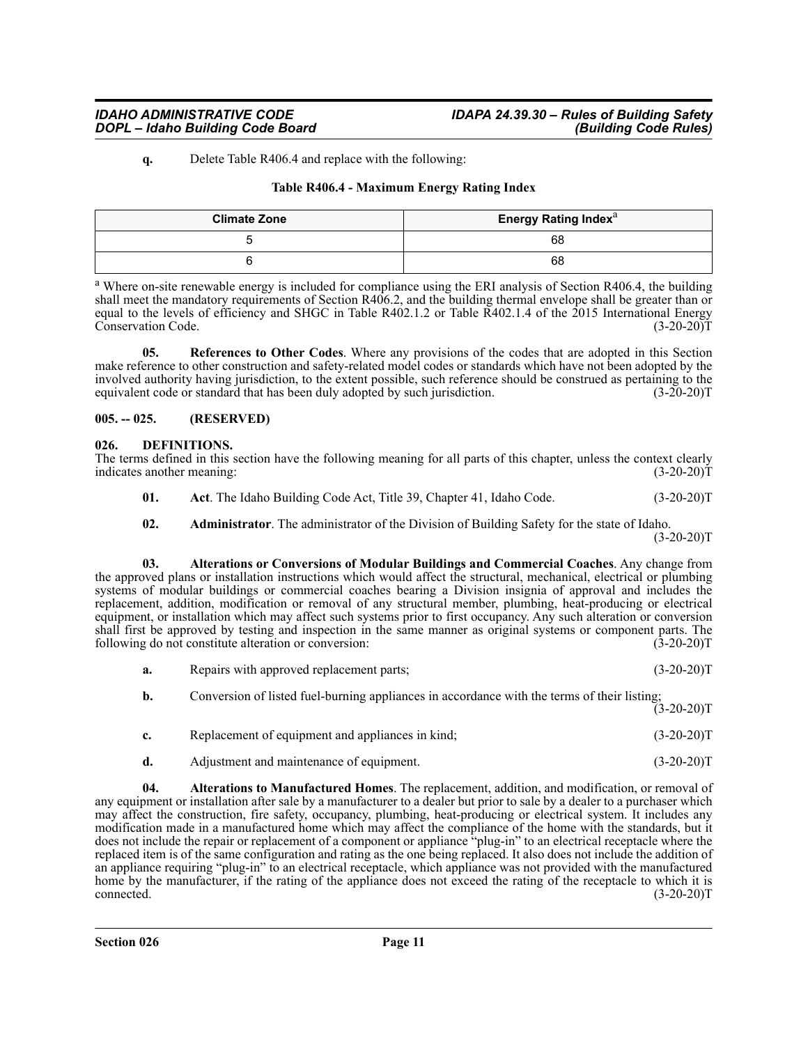**q.** Delete Table R406.4 and replace with the following:

**Table R406.4 - Maximum Energy Rating Index**

| Climate Zone | Energy Rating Index[a] |
|---|---|
| 5 | 68 |
| 6 | 68 |

[a] Where on-site renewable energy is included for compliance using the ERI analysis of Section R406.4, the building shall meet the mandatory requirements of Section R406.2, and the building thermal envelope shall be greater than or equal to the levels of efficiency and SHGC in Table R402.1.2 or Table R402.1.4 of the 2015 International Energy Conservation Code. (3-20-20)T

**05. References to Other Codes**. Where any provisions of the codes that are adopted in this Section make reference to other construction and safety-related model codes or standards which have not been adopted by the involved authority having jurisdiction, to the extent possible, such reference should be construed as pertaining to the equivalent code or standard that has been duly adopted by such jurisdiction. (3-20-20)T

## 005. -- 025. (RESERVED)

## 026. DEFINITIONS.

The terms defined in this section have the following meaning for all parts of this chapter, unless the context clearly indicates another meaning: (3-20-20)T

**01. Act**. The Idaho Building Code Act, Title 39, Chapter 41, Idaho Code. (3-20-20)T

**02. Administrator**. The administrator of the Division of Building Safety for the state of Idaho. (3-20-20)T

**03. Alterations or Conversions of Modular Buildings and Commercial Coaches**. Any change from the approved plans or installation instructions which would affect the structural, mechanical, electrical or plumbing systems of modular buildings or commercial coaches bearing a Division insignia of approval and includes the replacement, addition, modification or removal of any structural member, plumbing, heat-producing or electrical equipment, or installation which may affect such systems prior to first occupancy. Any such alteration or conversion shall first be approved by testing and inspection in the same manner as original systems or component parts. The following do not constitute alteration or conversion: (3-20-20)T

**a.** Repairs with approved replacement parts; (3-20-20)T

**b.** Conversion of listed fuel-burning appliances in accordance with the terms of their listing; (3-20-20)T

**c.** Replacement of equipment and appliances in kind; (3-20-20)T

**d.** Adjustment and maintenance of equipment. (3-20-20)T

**04. Alterations to Manufactured Homes**. The replacement, addition, and modification, or removal of any equipment or installation after sale by a manufacturer to a dealer but prior to sale by a dealer to a purchaser which may affect the construction, fire safety, occupancy, plumbing, heat-producing or electrical system. It includes any modification made in a manufactured home which may affect the compliance of the home with the standards, but it does not include the repair or replacement of a component or appliance "plug-in" to an electrical receptacle where the replaced item is of the same configuration and rating as the one being replaced. It also does not include the addition of an appliance requiring "plug-in" to an electrical receptacle, which appliance was not provided with the manufactured home by the manufacturer, if the rating of the appliance does not exceed the rating of the receptacle to which it is connected. (3-20-20)T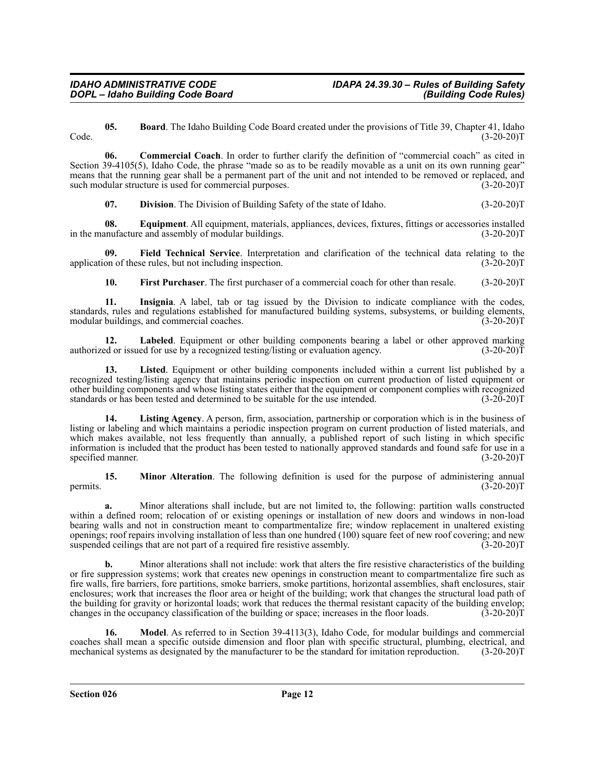**05. Board**. The Idaho Building Code Board created under the provisions of Title 39, Chapter 41, Idaho Code. (3-20-20)T

**06. Commercial Coach**. In order to further clarify the definition of "commercial coach" as cited in Section 39-4105(5), Idaho Code, the phrase "made so as to be readily movable as a unit on its own running gear" means that the running gear shall be a permanent part of the unit and not intended to be removed or replaced, and such modular structure is used for commercial purposes. (3-20-20)T

**07. Division**. The Division of Building Safety of the state of Idaho. (3-20-20)T

**08. Equipment**. All equipment, materials, appliances, devices, fixtures, fittings or accessories installed in the manufacture and assembly of modular buildings. (3-20-20)T

**09. Field Technical Service**. Interpretation and clarification of the technical data relating to the application of these rules, but not including inspection. (3-20-20)T

**10. First Purchaser**. The first purchaser of a commercial coach for other than resale. (3-20-20)T

**11. Insignia**. A label, tab or tag issued by the Division to indicate compliance with the codes, standards, rules and regulations established for manufactured building systems, subsystems, or building elements, modular buildings, and commercial coaches. (3-20-20)T

**12. Labeled**. Equipment or other building components bearing a label or other approved marking authorized or issued for use by a recognized testing/listing or evaluation agency. (3-20-20)T

**13. Listed**. Equipment or other building components included within a current list published by a recognized testing/listing agency that maintains periodic inspection on current production of listed equipment or other building components and whose listing states either that the equipment or component complies with recognized standards or has been tested and determined to be suitable for the use intended. (3-20-20)T

**14. Listing Agency**. A person, firm, association, partnership or corporation which is in the business of listing or labeling and which maintains a periodic inspection program on current production of listed materials, and which makes available, not less frequently than annually, a published report of such listing in which specific information is included that the product has been tested to nationally approved standards and found safe for use in a specified manner. (3-20-20)T

**15. Minor Alteration**. The following definition is used for the purpose of administering annual permits. (3-20-20)T

**a.** Minor alterations shall include, but are not limited to, the following: partition walls constructed within a defined room; relocation of or existing openings or installation of new doors and windows in non-load bearing walls and not in construction meant to compartmentalize fire; window replacement in unaltered existing openings; roof repairs involving installation of less than one hundred (100) square feet of new roof covering; and new suspended ceilings that are not part of a required fire resistive assembly. (3-20-20)T

**b.** Minor alterations shall not include: work that alters the fire resistive characteristics of the building or fire suppression systems; work that creates new openings in construction meant to compartmentalize fire such as fire walls, fire barriers, fore partitions, smoke barriers, smoke partitions, horizontal assemblies, shaft enclosures, stair enclosures; work that increases the floor area or height of the building; work that changes the structural load path of the building for gravity or horizontal loads; work that reduces the thermal resistant capacity of the building envelop; changes in the occupancy classification of the building or space; increases in the floor loads. (3-20-20)T

**16. Model**. As referred to in Section 39-4113(3), Idaho Code, for modular buildings and commercial coaches shall mean a specific outside dimension and floor plan with specific structural, plumbing, electrical, and mechanical systems as designated by the manufacturer to be the standard for imitation reproduction. (3-20-20)T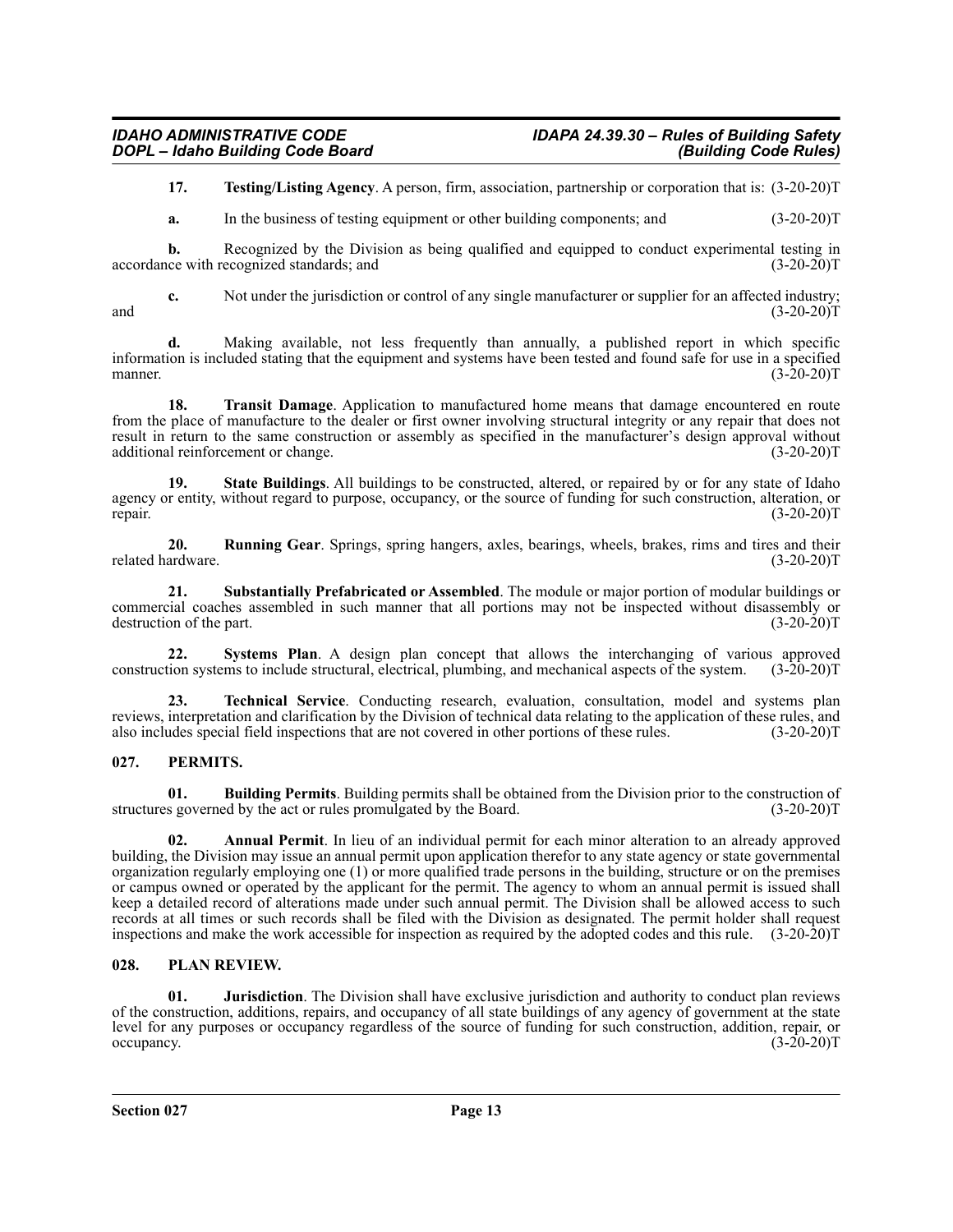**17. Testing/Listing Agency**. A person, firm, association, partnership or corporation that is: (3-20-20)T

**a.** In the business of testing equipment or other building components; and (3-20-20)T

**b.** Recognized by the Division as being qualified and equipped to conduct experimental testing in accordance with recognized standards; and (3-20-20)T

**c.** Not under the jurisdiction or control of any single manufacturer or supplier for an affected industry; and (3-20-20)T

**d.** Making available, not less frequently than annually, a published report in which specific information is included stating that the equipment and systems have been tested and found safe for use in a specified manner. (3-20-20)T

**18. Transit Damage**. Application to manufactured home means that damage encountered en route from the place of manufacture to the dealer or first owner involving structural integrity or any repair that does not result in return to the same construction or assembly as specified in the manufacturer's design approval without additional reinforcement or change. (3-20-20)T

**19. State Buildings**. All buildings to be constructed, altered, or repaired by or for any state of Idaho agency or entity, without regard to purpose, occupancy, or the source of funding for such construction, alteration, or repair. (3-20-20)T

**20. Running Gear**. Springs, spring hangers, axles, bearings, wheels, brakes, rims and tires and their related hardware. (3-20-20)T

**21. Substantially Prefabricated or Assembled**. The module or major portion of modular buildings or commercial coaches assembled in such manner that all portions may not be inspected without disassembly or destruction of the part. (3-20-20)T

**22. Systems Plan**. A design plan concept that allows the interchanging of various approved construction systems to include structural, electrical, plumbing, and mechanical aspects of the system. (3-20-20)T

**23. Technical Service**. Conducting research, evaluation, consultation, model and systems plan reviews, interpretation and clarification by the Division of technical data relating to the application of these rules, and also includes special field inspections that are not covered in other portions of these rules. (3-20-20)T

## 027. PERMITS.

**01. Building Permits**. Building permits shall be obtained from the Division prior to the construction of structures governed by the act or rules promulgated by the Board. (3-20-20)T

**02. Annual Permit**. In lieu of an individual permit for each minor alteration to an already approved building, the Division may issue an annual permit upon application therefor to any state agency or state governmental organization regularly employing one (1) or more qualified trade persons in the building, structure or on the premises or campus owned or operated by the applicant for the permit. The agency to whom an annual permit is issued shall keep a detailed record of alterations made under such annual permit. The Division shall be allowed access to such records at all times or such records shall be filed with the Division as designated. The permit holder shall request inspections and make the work accessible for inspection as required by the adopted codes and this rule. (3-20-20)T

## 028. PLAN REVIEW.

**01. Jurisdiction**. The Division shall have exclusive jurisdiction and authority to conduct plan reviews of the construction, additions, repairs, and occupancy of all state buildings of any agency of government at the state level for any purposes or occupancy regardless of the source of funding for such construction, addition, repair, or occupancy. (3-20-20)T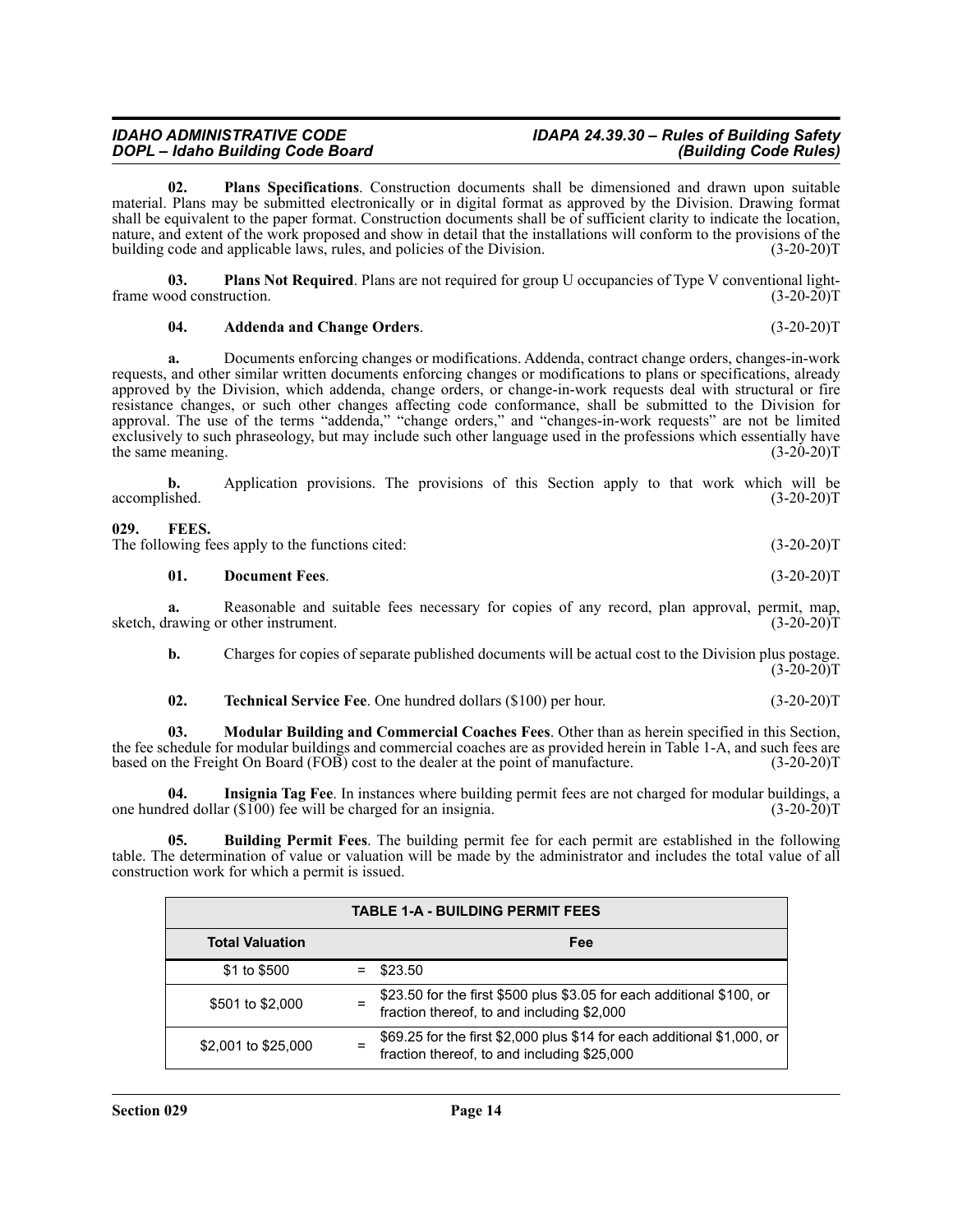**02. Plans Specifications**. Construction documents shall be dimensioned and drawn upon suitable material. Plans may be submitted electronically or in digital format as approved by the Division. Drawing format shall be equivalent to the paper format. Construction documents shall be of sufficient clarity to indicate the location, nature, and extent of the work proposed and show in detail that the installations will conform to the provisions of the building code and applicable laws, rules, and policies of the Division. (3-20-20)T

**03. Plans Not Required**. Plans are not required for group U occupancies of Type V conventional light-frame wood construction. (3-20-20)T

**04. Addenda and Change Orders**. (3-20-20)T

**a.** Documents enforcing changes or modifications. Addenda, contract change orders, changes-in-work requests, and other similar written documents enforcing changes or modifications to plans or specifications, already approved by the Division, which addenda, change orders, or change-in-work requests deal with structural or fire resistance changes, or such other changes affecting code conformance, shall be submitted to the Division for approval. The use of the terms "addenda," "change orders," and "changes-in-work requests" are not be limited exclusively to such phraseology, but may include such other language used in the professions which essentially have the same meaning. (3-20-20)T

**b.** Application provisions. The provisions of this Section apply to that work which will be accomplished. (3-20-20)T

## 029. FEES.

The following fees apply to the functions cited: (3-20-20)T

**01. Document Fees**. (3-20-20)T

**a.** Reasonable and suitable fees necessary for copies of any record, plan approval, permit, map, sketch, drawing or other instrument. (3-20-20)T

**b.** Charges for copies of separate published documents will be actual cost to the Division plus postage. (3-20-20)T

**02. Technical Service Fee**. One hundred dollars ($100) per hour. (3-20-20)T

**03. Modular Building and Commercial Coaches Fees**. Other than as herein specified in this Section, the fee schedule for modular buildings and commercial coaches are as provided herein in Table 1-A, and such fees are based on the Freight On Board (FOB) cost to the dealer at the point of manufacture. (3-20-20)T

**04. Insignia Tag Fee**. In instances where building permit fees are not charged for modular buildings, a one hundred dollar ($100) fee will be charged for an insignia. (3-20-20)T

**05. Building Permit Fees**. The building permit fee for each permit are established in the following table. The determination of value or valuation will be made by the administrator and includes the total value of all construction work for which a permit is issued.

| TABLE 1-A - BUILDING PERMIT FEES | | |
|---|---|---|
| **Total Valuation** | | **Fee** |
| $1 to $500 | = | $23.50 |
| $501 to $2,000 | = | $23.50 for the first $500 plus $3.05 for each additional $100, or fraction thereof, to and including $2,000 |
| $2,001 to $25,000 | = | $69.25 for the first $2,000 plus $14 for each additional $1,000, or fraction thereof, to and including $25,000 |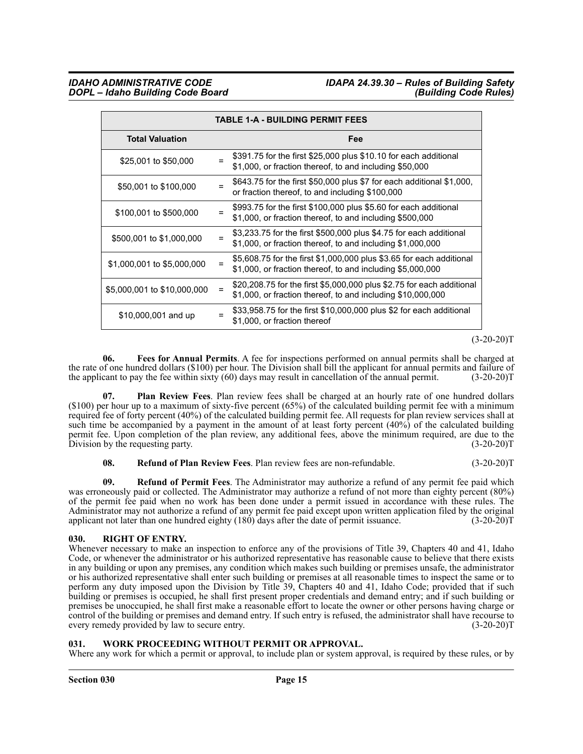| TABLE 1-A - BUILDING PERMIT FEES | | |
|---|---|---|
| **Total Valuation** | | **Fee** |
| $25,001 to $50,000 | = | $391.75 for the first $25,000 plus $10.10 for each additional $1,000, or fraction thereof, to and including $50,000 |
| $50,001 to $100,000 | = | $643.75 for the first $50,000 plus $7 for each additional $1,000, or fraction thereof, to and including $100,000 |
| $100,001 to $500,000 | = | $993.75 for the first $100,000 plus $5.60 for each additional $1,000, or fraction thereof, to and including $500,000 |
| $500,001 to $1,000,000 | = | $3,233.75 for the first $500,000 plus $4.75 for each additional $1,000, or fraction thereof, to and including $1,000,000 |
| $1,000,001 to $5,000,000 | = | $5,608.75 for the first $1,000,000 plus $3.65 for each additional $1,000, or fraction thereof, to and including $5,000,000 |
| $5,000,001 to $10,000,000 | = | $20,208.75 for the first $5,000,000 plus $2.75 for each additional $1,000, or fraction thereof, to and including $10,000,000 |
| $10,000,001 and up | = | $33,958.75 for the first $10,000,000 plus $2 for each additional $1,000, or fraction thereof |

(3-20-20)T

**06. Fees for Annual Permits**. A fee for inspections performed on annual permits shall be charged at the rate of one hundred dollars ($100) per hour. The Division shall bill the applicant for annual permits and failure of the applicant to pay the fee within sixty (60) days may result in cancellation of the annual permit. (3-20-20)T

**07. Plan Review Fees**. Plan review fees shall be charged at an hourly rate of one hundred dollars ($100) per hour up to a maximum of sixty-five percent (65%) of the calculated building permit fee with a minimum required fee of forty percent (40%) of the calculated building permit fee. All requests for plan review services shall at such time be accompanied by a payment in the amount of at least forty percent (40%) of the calculated building permit fee. Upon completion of the plan review, any additional fees, above the minimum required, are due to the Division by the requesting party. (3-20-20)T

**08. Refund of Plan Review Fees**. Plan review fees are non-refundable. (3-20-20)T

**09. Refund of Permit Fees**. The Administrator may authorize a refund of any permit fee paid which was erroneously paid or collected. The Administrator may authorize a refund of not more than eighty percent (80%) of the permit fee paid when no work has been done under a permit issued in accordance with these rules. The Administrator may not authorize a refund of any permit fee paid except upon written application filed by the original applicant not later than one hundred eighty (180) days after the date of permit issuance. (3-20-20)T

## 030. RIGHT OF ENTRY.

Whenever necessary to make an inspection to enforce any of the provisions of Title 39, Chapters 40 and 41, Idaho Code, or whenever the administrator or his authorized representative has reasonable cause to believe that there exists in any building or upon any premises, any condition which makes such building or premises unsafe, the administrator or his authorized representative shall enter such building or premises at all reasonable times to inspect the same or to perform any duty imposed upon the Division by Title 39, Chapters 40 and 41, Idaho Code; provided that if such building or premises is occupied, he shall first present proper credentials and demand entry; and if such building or premises be unoccupied, he shall first make a reasonable effort to locate the owner or other persons having charge or control of the building or premises and demand entry. If such entry is refused, the administrator shall have recourse to every remedy provided by law to secure entry. (3-20-20)T

## 031. WORK PROCEEDING WITHOUT PERMIT OR APPROVAL.

Where any work for which a permit or approval, to include plan or system approval, is required by these rules, or by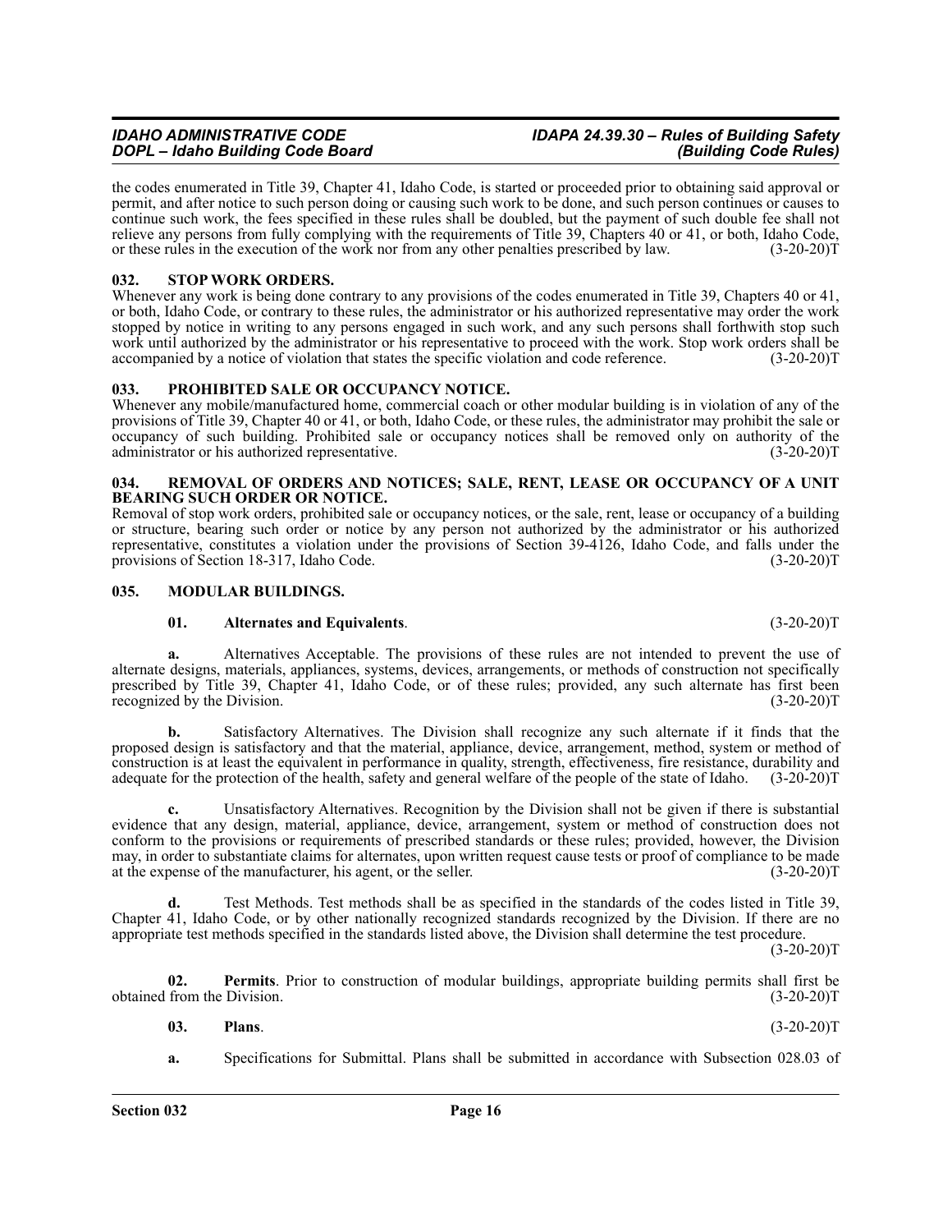the codes enumerated in Title 39, Chapter 41, Idaho Code, is started or proceeded prior to obtaining said approval or permit, and after notice to such person doing or causing such work to be done, and such person continues or causes to continue such work, the fees specified in these rules shall be doubled, but the payment of such double fee shall not relieve any persons from fully complying with the requirements of Title 39, Chapters 40 or 41, or both, Idaho Code, or these rules in the execution of the work nor from any other penalties prescribed by law. (3-20-20)T

### 032. STOP WORK ORDERS.

Whenever any work is being done contrary to any provisions of the codes enumerated in Title 39, Chapters 40 or 41, or both, Idaho Code, or contrary to these rules, the administrator or his authorized representative may order the work stopped by notice in writing to any persons engaged in such work, and any such persons shall forthwith stop such work until authorized by the administrator or his representative to proceed with the work. Stop work orders shall be accompanied by a notice of violation that states the specific violation and code reference. (3-20-20)T

### 033. PROHIBITED SALE OR OCCUPANCY NOTICE.

Whenever any mobile/manufactured home, commercial coach or other modular building is in violation of any of the provisions of Title 39, Chapter 40 or 41, or both, Idaho Code, or these rules, the administrator may prohibit the sale or occupancy of such building. Prohibited sale or occupancy notices shall be removed only on authority of the administrator or his authorized representative. (3-20-20)T

### 034. REMOVAL OF ORDERS AND NOTICES; SALE, RENT, LEASE OR OCCUPANCY OF A UNIT BEARING SUCH ORDER OR NOTICE.

Removal of stop work orders, prohibited sale or occupancy notices, or the sale, rent, lease or occupancy of a building or structure, bearing such order or notice by any person not authorized by the administrator or his authorized representative, constitutes a violation under the provisions of Section 39-4126, Idaho Code, and falls under the provisions of Section 18-317, Idaho Code. (3-20-20)T

### 035. MODULAR BUILDINGS.

**01. Alternates and Equivalents**. (3-20-20)T

**a.** Alternatives Acceptable. The provisions of these rules are not intended to prevent the use of alternate designs, materials, appliances, systems, devices, arrangements, or methods of construction not specifically prescribed by Title 39, Chapter 41, Idaho Code, or of these rules; provided, any such alternate has first been recognized by the Division. (3-20-20)T

**b.** Satisfactory Alternatives. The Division shall recognize any such alternate if it finds that the proposed design is satisfactory and that the material, appliance, device, arrangement, method, system or method of construction is at least the equivalent in performance in quality, strength, effectiveness, fire resistance, durability and adequate for the protection of the health, safety and general welfare of the people of the state of Idaho. (3-20-20)T

**c.** Unsatisfactory Alternatives. Recognition by the Division shall not be given if there is substantial evidence that any design, material, appliance, device, arrangement, system or method of construction does not conform to the provisions or requirements of prescribed standards or these rules; provided, however, the Division may, in order to substantiate claims for alternates, upon written request cause tests or proof of compliance to be made at the expense of the manufacturer, his agent, or the seller. (3-20-20)T

**d.** Test Methods. Test methods shall be as specified in the standards of the codes listed in Title 39, Chapter 41, Idaho Code, or by other nationally recognized standards recognized by the Division. If there are no appropriate test methods specified in the standards listed above, the Division shall determine the test procedure. (3-20-20)T

**02. Permits**. Prior to construction of modular buildings, appropriate building permits shall first be obtained from the Division. (3-20-20)T

**03. Plans**. (3-20-20)T

**a.** Specifications for Submittal. Plans shall be submitted in accordance with Subsection 028.03 of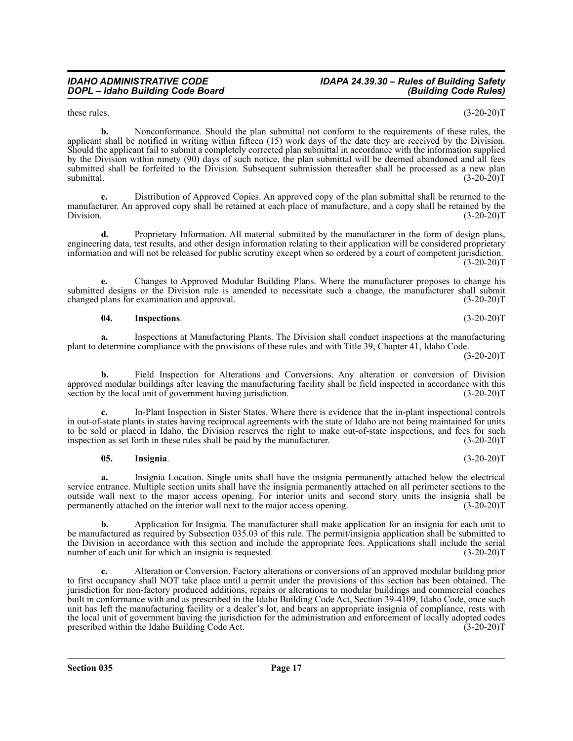these rules. (3-20-20)T

**b.** Nonconformance. Should the plan submittal not conform to the requirements of these rules, the applicant shall be notified in writing within fifteen (15) work days of the date they are received by the Division. Should the applicant fail to submit a completely corrected plan submittal in accordance with the information supplied by the Division within ninety (90) days of such notice, the plan submittal will be deemed abandoned and all fees submitted shall be forfeited to the Division. Subsequent submission thereafter shall be processed as a new plan submittal. (3-20-20)T

**c.** Distribution of Approved Copies. An approved copy of the plan submittal shall be returned to the manufacturer. An approved copy shall be retained at each place of manufacture, and a copy shall be retained by the Division. (3-20-20)T

**d.** Proprietary Information. All material submitted by the manufacturer in the form of design plans, engineering data, test results, and other design information relating to their application will be considered proprietary information and will not be released for public scrutiny except when so ordered by a court of competent jurisdiction. (3-20-20)T

**e.** Changes to Approved Modular Building Plans. Where the manufacturer proposes to change his submitted designs or the Division rule is amended to necessitate such a change, the manufacturer shall submit changed plans for examination and approval. (3-20-20)T

**04. Inspections**. (3-20-20)T

**a.** Inspections at Manufacturing Plants. The Division shall conduct inspections at the manufacturing plant to determine compliance with the provisions of these rules and with Title 39, Chapter 41, Idaho Code. (3-20-20)T

**b.** Field Inspection for Alterations and Conversions. Any alteration or conversion of Division approved modular buildings after leaving the manufacturing facility shall be field inspected in accordance with this section by the local unit of government having jurisdiction. (3-20-20)T

**c.** In-Plant Inspection in Sister States. Where there is evidence that the in-plant inspectional controls in out-of-state plants in states having reciprocal agreements with the state of Idaho are not being maintained for units to be sold or placed in Idaho, the Division reserves the right to make out-of-state inspections, and fees for such inspection as set forth in these rules shall be paid by the manufacturer. (3-20-20)T

**05. Insignia**. (3-20-20)T

**a.** Insignia Location. Single units shall have the insignia permanently attached below the electrical service entrance. Multiple section units shall have the insignia permanently attached on all perimeter sections to the outside wall next to the major access opening. For interior units and second story units the insignia shall be permanently attached on the interior wall next to the major access opening. (3-20-20)T

**b.** Application for Insignia. The manufacturer shall make application for an insignia for each unit to be manufactured as required by Subsection 035.03 of this rule. The permit/insignia application shall be submitted to the Division in accordance with this section and include the appropriate fees. Applications shall include the serial number of each unit for which an insignia is requested. (3-20-20)T

**c.** Alteration or Conversion. Factory alterations or conversions of an approved modular building prior to first occupancy shall NOT take place until a permit under the provisions of this section has been obtained. The jurisdiction for non-factory produced additions, repairs or alterations to modular buildings and commercial coaches built in conformance with and as prescribed in the Idaho Building Code Act, Section 39-4109, Idaho Code, once such unit has left the manufacturing facility or a dealer's lot, and bears an appropriate insignia of compliance, rests with the local unit of government having the jurisdiction for the administration and enforcement of locally adopted codes prescribed within the Idaho Building Code Act. (3-20-20)T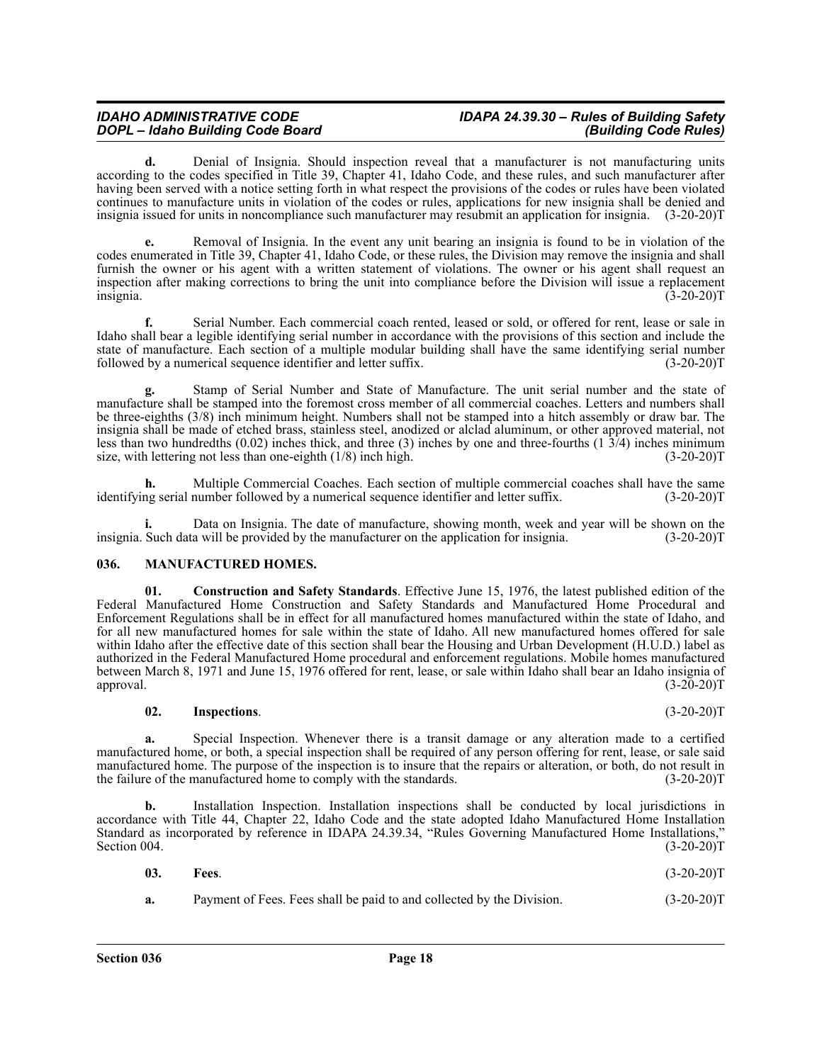**d.** Denial of Insignia. Should inspection reveal that a manufacturer is not manufacturing units according to the codes specified in Title 39, Chapter 41, Idaho Code, and these rules, and such manufacturer after having been served with a notice setting forth in what respect the provisions of the codes or rules have been violated continues to manufacture units in violation of the codes or rules, applications for new insignia shall be denied and insignia issued for units in noncompliance such manufacturer may resubmit an application for insignia. (3-20-20)T

**e.** Removal of Insignia. In the event any unit bearing an insignia is found to be in violation of the codes enumerated in Title 39, Chapter 41, Idaho Code, or these rules, the Division may remove the insignia and shall furnish the owner or his agent with a written statement of violations. The owner or his agent shall request an inspection after making corrections to bring the unit into compliance before the Division will issue a replacement insignia. (3-20-20)T

**f.** Serial Number. Each commercial coach rented, leased or sold, or offered for rent, lease or sale in Idaho shall bear a legible identifying serial number in accordance with the provisions of this section and include the state of manufacture. Each section of a multiple modular building shall have the same identifying serial number followed by a numerical sequence identifier and letter suffix. (3-20-20)T

**g.** Stamp of Serial Number and State of Manufacture. The unit serial number and the state of manufacture shall be stamped into the foremost cross member of all commercial coaches. Letters and numbers shall be three-eighths (3/8) inch minimum height. Numbers shall not be stamped into a hitch assembly or draw bar. The insignia shall be made of etched brass, stainless steel, anodized or alclad aluminum, or other approved material, not less than two hundredths (0.02) inches thick, and three (3) inches by one and three-fourths (1 3/4) inches minimum size, with lettering not less than one-eighth (1/8) inch high. (3-20-20)T

**h.** Multiple Commercial Coaches. Each section of multiple commercial coaches shall have the same identifying serial number followed by a numerical sequence identifier and letter suffix. (3-20-20)T

**i.** Data on Insignia. The date of manufacture, showing month, week and year will be shown on the insignia. Such data will be provided by the manufacturer on the application for insignia. (3-20-20)T

## 036. MANUFACTURED HOMES.

**01. Construction and Safety Standards**. Effective June 15, 1976, the latest published edition of the Federal Manufactured Home Construction and Safety Standards and Manufactured Home Procedural and Enforcement Regulations shall be in effect for all manufactured homes manufactured within the state of Idaho, and for all new manufactured homes for sale within the state of Idaho. All new manufactured homes offered for sale within Idaho after the effective date of this section shall bear the Housing and Urban Development (H.U.D.) label as authorized in the Federal Manufactured Home procedural and enforcement regulations. Mobile homes manufactured between March 8, 1971 and June 15, 1976 offered for rent, lease, or sale within Idaho shall bear an Idaho insignia of approval. (3-20-20)T

**02. Inspections**. (3-20-20)T

**a.** Special Inspection. Whenever there is a transit damage or any alteration made to a certified manufactured home, or both, a special inspection shall be required of any person offering for rent, lease, or sale said manufactured home. The purpose of the inspection is to insure that the repairs or alteration, or both, do not result in the failure of the manufactured home to comply with the standards. (3-20-20)T

**b.** Installation Inspection. Installation inspections shall be conducted by local jurisdictions in accordance with Title 44, Chapter 22, Idaho Code and the state adopted Idaho Manufactured Home Installation Standard as incorporated by reference in IDAPA 24.39.34, "Rules Governing Manufactured Home Installations," Section 004. (3-20-20)T

**03. Fees**. (3-20-20)T

**a.** Payment of Fees. Fees shall be paid to and collected by the Division. (3-20-20)T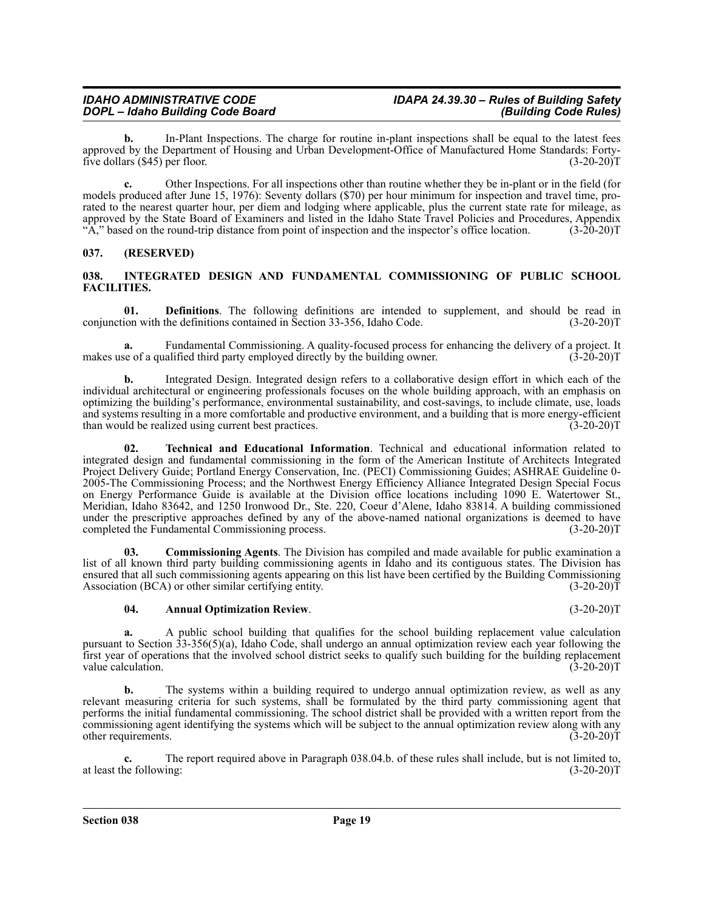**b.** In-Plant Inspections. The charge for routine in-plant inspections shall be equal to the latest fees approved by the Department of Housing and Urban Development-Office of Manufactured Home Standards: Forty-five dollars ($45) per floor. (3-20-20)T

**c.** Other Inspections. For all inspections other than routine whether they be in-plant or in the field (for models produced after June 15, 1976): Seventy dollars ($70) per hour minimum for inspection and travel time, pro-rated to the nearest quarter hour, per diem and lodging where applicable, plus the current state rate for mileage, as approved by the State Board of Examiners and listed in the Idaho State Travel Policies and Procedures, Appendix "A," based on the round-trip distance from point of inspection and the inspector's office location. (3-20-20)T

### 037. (RESERVED)

### 038. INTEGRATED DESIGN AND FUNDAMENTAL COMMISSIONING OF PUBLIC SCHOOL FACILITIES.

**01. Definitions**. The following definitions are intended to supplement, and should be read in conjunction with the definitions contained in Section 33-356, Idaho Code. (3-20-20)T

**a.** Fundamental Commissioning. A quality-focused process for enhancing the delivery of a project. It makes use of a qualified third party employed directly by the building owner. (3-20-20)T

**b.** Integrated Design. Integrated design refers to a collaborative design effort in which each of the individual architectural or engineering professionals focuses on the whole building approach, with an emphasis on optimizing the building's performance, environmental sustainability, and cost-savings, to include climate, use, loads and systems resulting in a more comfortable and productive environment, and a building that is more energy-efficient than would be realized using current best practices. (3-20-20)T

**02. Technical and Educational Information**. Technical and educational information related to integrated design and fundamental commissioning in the form of the American Institute of Architects Integrated Project Delivery Guide; Portland Energy Conservation, Inc. (PECI) Commissioning Guides; ASHRAE Guideline 0-2005-The Commissioning Process; and the Northwest Energy Efficiency Alliance Integrated Design Special Focus on Energy Performance Guide is available at the Division office locations including 1090 E. Watertower St., Meridian, Idaho 83642, and 1250 Ironwood Dr., Ste. 220, Coeur d'Alene, Idaho 83814. A building commissioned under the prescriptive approaches defined by any of the above-named national organizations is deemed to have completed the Fundamental Commissioning process. (3-20-20)T

**03. Commissioning Agents**. The Division has compiled and made available for public examination a list of all known third party building commissioning agents in Idaho and its contiguous states. The Division has ensured that all such commissioning agents appearing on this list have been certified by the Building Commissioning Association (BCA) or other similar certifying entity. (3-20-20)T

**04. Annual Optimization Review**. (3-20-20)T

**a.** A public school building that qualifies for the school building replacement value calculation pursuant to Section 33-356(5)(a), Idaho Code, shall undergo an annual optimization review each year following the first year of operations that the involved school district seeks to qualify such building for the building replacement value calculation. (3-20-20)T

**b.** The systems within a building required to undergo annual optimization review, as well as any relevant measuring criteria for such systems, shall be formulated by the third party commissioning agent that performs the initial fundamental commissioning. The school district shall be provided with a written report from the commissioning agent identifying the systems which will be subject to the annual optimization review along with any other requirements. (3-20-20)T

**c.** The report required above in Paragraph 038.04.b. of these rules shall include, but is not limited to, at least the following: (3-20-20)T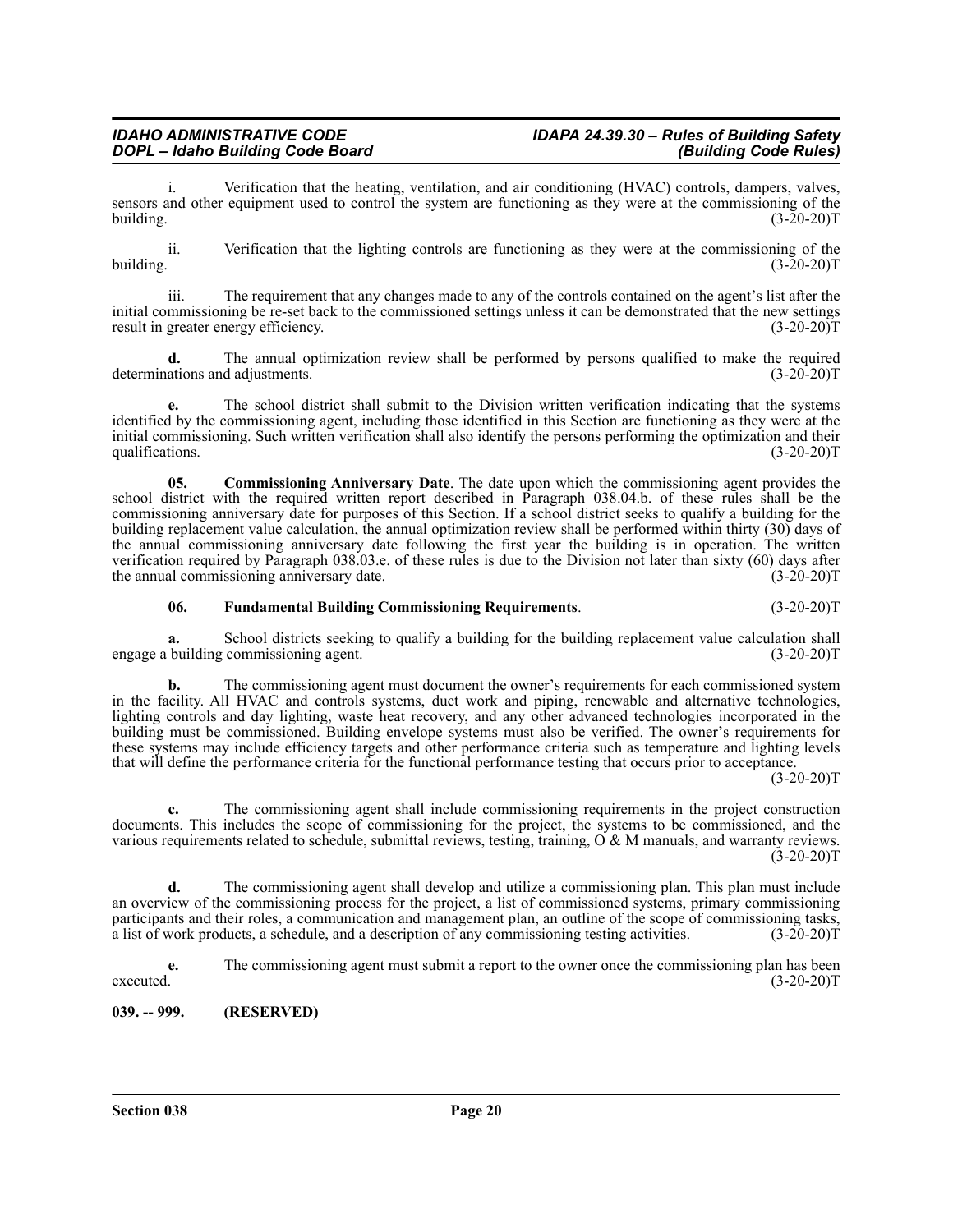i. Verification that the heating, ventilation, and air conditioning (HVAC) controls, dampers, valves, sensors and other equipment used to control the system are functioning as they were at the commissioning of the building. (3-20-20)T

ii. Verification that the lighting controls are functioning as they were at the commissioning of the building. (3-20-20)T

iii. The requirement that any changes made to any of the controls contained on the agent's list after the initial commissioning be re-set back to the commissioned settings unless it can be demonstrated that the new settings result in greater energy efficiency. (3-20-20)T

**d.** The annual optimization review shall be performed by persons qualified to make the required determinations and adjustments. (3-20-20)T

**e.** The school district shall submit to the Division written verification indicating that the systems identified by the commissioning agent, including those identified in this Section are functioning as they were at the initial commissioning. Such written verification shall also identify the persons performing the optimization and their qualifications. (3-20-20)T

**05. Commissioning Anniversary Date**. The date upon which the commissioning agent provides the school district with the required written report described in Paragraph 038.04.b. of these rules shall be the commissioning anniversary date for purposes of this Section. If a school district seeks to qualify a building for the building replacement value calculation, the annual optimization review shall be performed within thirty (30) days of the annual commissioning anniversary date following the first year the building is in operation. The written verification required by Paragraph 038.03.e. of these rules is due to the Division not later than sixty (60) days after the annual commissioning anniversary date. (3-20-20)T

**06. Fundamental Building Commissioning Requirements**. (3-20-20)T

**a.** School districts seeking to qualify a building for the building replacement value calculation shall engage a building commissioning agent. (3-20-20)T

**b.** The commissioning agent must document the owner's requirements for each commissioned system in the facility. All HVAC and controls systems, duct work and piping, renewable and alternative technologies, lighting controls and day lighting, waste heat recovery, and any other advanced technologies incorporated in the building must be commissioned. Building envelope systems must also be verified. The owner's requirements for these systems may include efficiency targets and other performance criteria such as temperature and lighting levels that will define the performance criteria for the functional performance testing that occurs prior to acceptance. (3-20-20)T

**c.** The commissioning agent shall include commissioning requirements in the project construction documents. This includes the scope of commissioning for the project, the systems to be commissioned, and the various requirements related to schedule, submittal reviews, testing, training, O & M manuals, and warranty reviews. (3-20-20)T

**d.** The commissioning agent shall develop and utilize a commissioning plan. This plan must include an overview of the commissioning process for the project, a list of commissioned systems, primary commissioning participants and their roles, a communication and management plan, an outline of the scope of commissioning tasks, a list of work products, a schedule, and a description of any commissioning testing activities. (3-20-20)T

**e.** The commissioning agent must submit a report to the owner once the commissioning plan has been executed. (3-20-20)T

**039. -- 999. (RESERVED)**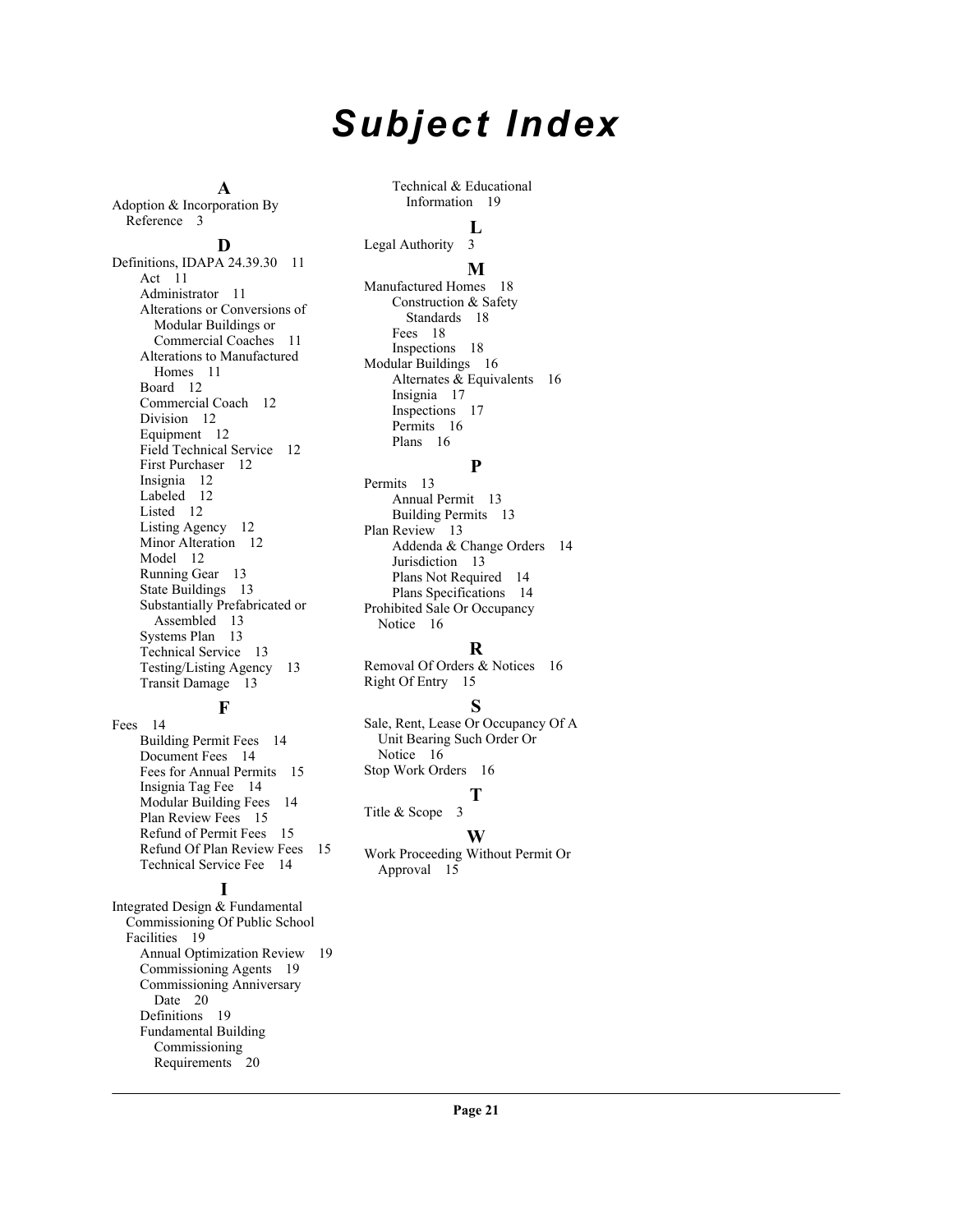# Subject Index

## A

Adoption & Incorporation By Reference 3

## D

Definitions, IDAPA 24.39.30 11
- Act 11
- Administrator 11
- Alterations or Conversions of Modular Buildings or Commercial Coaches 11
- Alterations to Manufactured Homes 11
- Board 12
- Commercial Coach 12
- Division 12
- Equipment 12
- Field Technical Service 12
- First Purchaser 12
- Insignia 12
- Labeled 12
- Listed 12
- Listing Agency 12
- Minor Alteration 12
- Model 12
- Running Gear 13
- State Buildings 13
- Substantially Prefabricated or Assembled 13
- Systems Plan 13
- Technical Service 13
- Testing/Listing Agency 13
- Transit Damage 13

## F

Fees 14
- Building Permit Fees 14
- Document Fees 14
- Fees for Annual Permits 15
- Insignia Tag Fee 14
- Modular Building Fees 14
- Plan Review Fees 15
- Refund of Permit Fees 15
- Refund Of Plan Review Fees 15
- Technical Service Fee 14

## I

Integrated Design & Fundamental Commissioning Of Public School Facilities 19
- Annual Optimization Review 19
- Commissioning Agents 19
- Commissioning Anniversary Date 20
- Definitions 19
- Fundamental Building Commissioning Requirements 20
- Technical & Educational Information 19

## L

Legal Authority 3

## M

Manufactured Homes 18
- Construction & Safety Standards 18
- Fees 18
- Inspections 18

Modular Buildings 16
- Alternates & Equivalents 16
- Insignia 17
- Inspections 17
- Permits 16
- Plans 16

## P

Permits 13
- Annual Permit 13
- Building Permits 13

Plan Review 13
- Addenda & Change Orders 14
- Jurisdiction 13
- Plans Not Required 14
- Plans Specifications 14

Prohibited Sale Or Occupancy Notice 16

## R

Removal Of Orders & Notices 16

Right Of Entry 15

## S

Sale, Rent, Lease Or Occupancy Of A Unit Bearing Such Order Or Notice 16

Stop Work Orders 16

## T

Title & Scope 3

## W

Work Proceeding Without Permit Or Approval 15